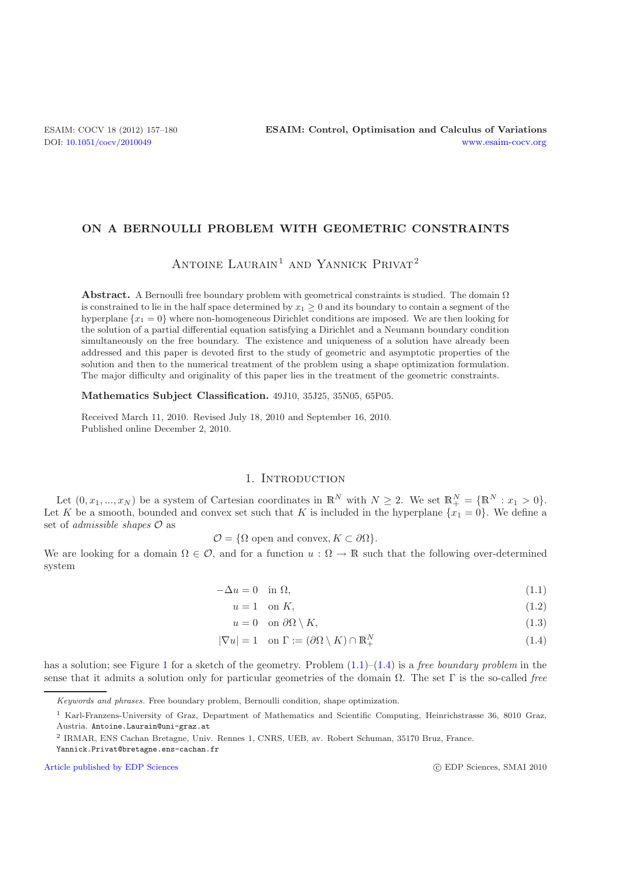# ON A BERNOULLI PROBLEM WITH GEOMETRIC CONSTRAINTS

Antoine Laurain[1] and Yannick Privat[2]

**Abstract.** A Bernoulli free boundary problem with geometrical constraints is studied. The domain $\Omega$ is constrained to lie in the half space determined by $x_1 \geq 0$ and its boundary to contain a segment of the hyperplane $\{x_1 = 0\}$ where non-homogeneous Dirichlet conditions are imposed. We are then looking for the solution of a partial differential equation satisfying a Dirichlet and a Neumann boundary condition simultaneously on the free boundary. The existence and uniqueness of a solution have already been addressed and this paper is devoted first to the study of geometric and asymptotic properties of the solution and then to the numerical treatment of the problem using a shape optimization formulation. The major difficulty and originality of this paper lies in the treatment of the geometric constraints.

**Mathematics Subject Classification.** 49J10, 35J25, 35N05, 65P05.

Received March 11, 2010. Revised July 18, 2010 and September 16, 2010.
Published online December 2, 2010.

## 1. Introduction

Let $(0, x_1, ..., x_N)$ be a system of Cartesian coordinates in $\mathbb{R}^N$ with $N \geq 2$. We set $\mathbb{R}^N_+ = \{\mathbb{R}^N : x_1 > 0\}$. Let $K$ be a smooth, bounded and convex set such that $K$ is included in the hyperplane $\{x_1 = 0\}$. We define a set of *admissible shapes* $\mathcal{O}$ as

$$\mathcal{O} = \{\Omega \text{ open and convex}, K \subset \partial\Omega\}.$$

We are looking for a domain $\Omega \in \mathcal{O}$, and for a function $u : \Omega \to \mathbb{R}$ such that the following over-determined system

$$-\Delta u = 0 \quad \text{in } \Omega, \tag{1.1}$$

$$u = 1 \quad \text{on } K, \tag{1.2}$$

$$u = 0 \quad \text{on } \partial\Omega \setminus K, \tag{1.3}$$

$$|\nabla u| = 1 \quad \text{on } \Gamma := (\partial\Omega \setminus K) \cap \mathbb{R}^N_+ \tag{1.4}$$

has a solution; see Figure 1 for a sketch of the geometry. Problem (1.1)–(1.4) is a *free boundary problem* in the sense that it admits a solution only for particular geometries of the domain $\Omega$. The set $\Gamma$ is the so-called *free*

---

*Keywords and phrases.* Free boundary problem, Bernoulli condition, shape optimization.

[1] Karl-Franzens-University of Graz, Department of Mathematics and Scientific Computing, Heinrichstrasse 36, 8010 Graz, Austria. `Antoine.Laurain@uni-graz.at`

[2] IRMAR, ENS Cachan Bretagne, Univ. Rennes 1, CNRS, UEB, av. Robert Schuman, 35170 Bruz, France. `Yannick.Privat@bretagne.ens-cachan.fr`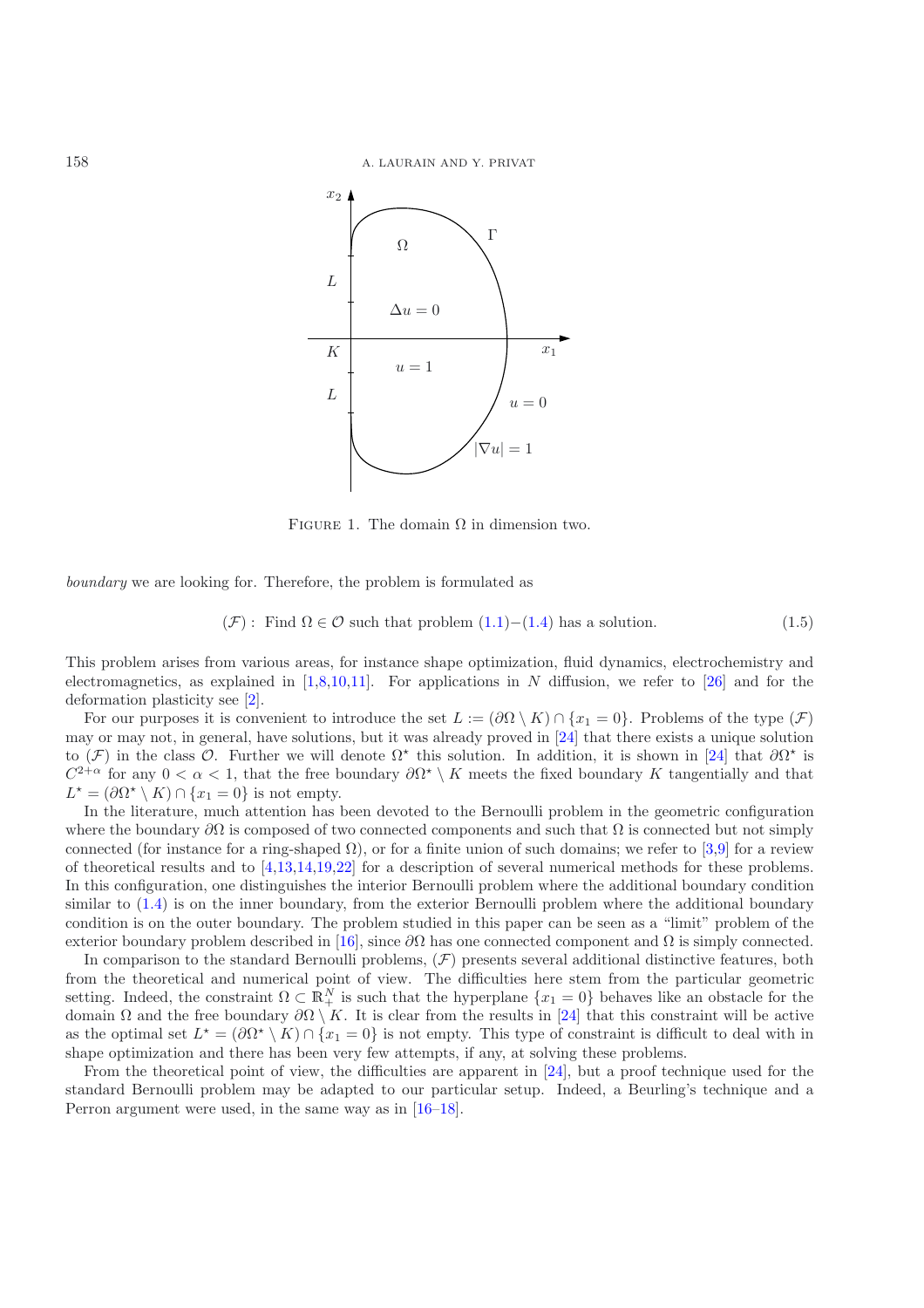Figure 1. The domain $\Omega$ in dimension two.

*boundary* we are looking for. Therefore, the problem is formulated as

$$(\mathcal{F}): \text{ Find } \Omega \in \mathcal{O} \text{ such that problem (1.1)}-(1.4) \text{ has a solution.} \tag{1.5}$$

This problem arises from various areas, for instance shape optimization, fluid dynamics, electrochemistry and electromagnetics, as explained in [1,8,10,11]. For applications in $N$ diffusion, we refer to [26] and for the deformation plasticity see [2].

For our purposes it is convenient to introduce the set $L := (\partial\Omega \setminus K) \cap \{x_1 = 0\}$. Problems of the type $(\mathcal{F})$ may or may not, in general, have solutions, but it was already proved in [24] that there exists a unique solution to $(\mathcal{F})$ in the class $\mathcal{O}$. Further we will denote $\Omega^\star$ this solution. In addition, it is shown in [24] that $\partial\Omega^\star$ is $C^{2+\alpha}$ for any $0 < \alpha < 1$, that the free boundary $\partial\Omega^\star \setminus K$ meets the fixed boundary $K$ tangentially and that $L^\star = (\partial\Omega^\star \setminus K) \cap \{x_1 = 0\}$ is not empty.

In the literature, much attention has been devoted to the Bernoulli problem in the geometric configuration where the boundary $\partial\Omega$ is composed of two connected components and such that $\Omega$ is connected but not simply connected (for instance for a ring-shaped $\Omega$), or for a finite union of such domains; we refer to [3,9] for a review of theoretical results and to [4,13,14,19,22] for a description of several numerical methods for these problems. In this configuration, one distinguishes the interior Bernoulli problem where the additional boundary condition similar to (1.4) is on the inner boundary, from the exterior Bernoulli problem where the additional boundary condition is on the outer boundary. The problem studied in this paper can be seen as a "limit" problem of the exterior boundary problem described in [16], since $\partial\Omega$ has one connected component and $\Omega$ is simply connected.

In comparison to the standard Bernoulli problems, $(\mathcal{F})$ presents several additional distinctive features, both from the theoretical and numerical point of view. The difficulties here stem from the particular geometric setting. Indeed, the constraint $\Omega \subset \mathbb{R}^N_+$ is such that the hyperplane $\{x_1 = 0\}$ behaves like an obstacle for the domain $\Omega$ and the free boundary $\partial\Omega \setminus K$. It is clear from the results in [24] that this constraint will be active as the optimal set $L^\star = (\partial\Omega^\star \setminus K) \cap \{x_1 = 0\}$ is not empty. This type of constraint is difficult to deal with in shape optimization and there has been very few attempts, if any, at solving these problems.

From the theoretical point of view, the difficulties are apparent in [24], but a proof technique used for the standard Bernoulli problem may be adapted to our particular setup. Indeed, a Beurling's technique and a Perron argument were used, in the same way as in [16–18].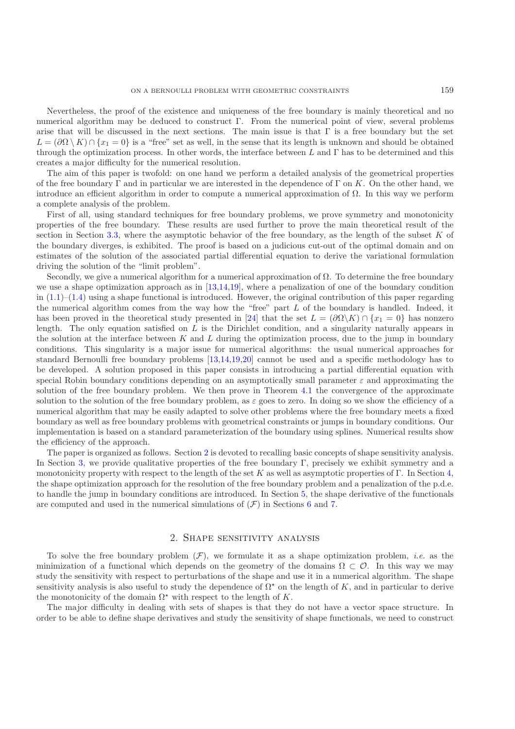Nevertheless, the proof of the existence and uniqueness of the free boundary is mainly theoretical and no numerical algorithm may be deduced to construct $\Gamma$. From the numerical point of view, several problems arise that will be discussed in the next sections. The main issue is that $\Gamma$ is a free boundary but the set $L = (\partial\Omega \setminus K) \cap \{x_1 = 0\}$ is a "free" set as well, in the sense that its length is unknown and should be obtained through the optimization process. In other words, the interface between $L$ and $\Gamma$ has to be determined and this creates a major difficulty for the numerical resolution.

The aim of this paper is twofold: on one hand we perform a detailed analysis of the geometrical properties of the free boundary $\Gamma$ and in particular we are interested in the dependence of $\Gamma$ on $K$. On the other hand, we introduce an efficient algorithm in order to compute a numerical approximation of $\Omega$. In this way we perform a complete analysis of the problem.

First of all, using standard techniques for free boundary problems, we prove symmetry and monotonicity properties of the free boundary. These results are used further to prove the main theoretical result of the section in Section 3.3, where the asymptotic behavior of the free boundary, as the length of the subset $K$ of the boundary diverges, is exhibited. The proof is based on a judicious cut-out of the optimal domain and on estimates of the solution of the associated partial differential equation to derive the variational formulation driving the solution of the "limit problem".

Secondly, we give a numerical algorithm for a numerical approximation of $\Omega$. To determine the free boundary we use a shape optimization approach as in [13,14,19], where a penalization of one of the boundary condition in (1.1)–(1.4) using a shape functional is introduced. However, the original contribution of this paper regarding the numerical algorithm comes from the way how the "free" part $L$ of the boundary is handled. Indeed, it has been proved in the theoretical study presented in [24] that the set $L = (\partial\Omega\backslash K) \cap \{x_1 = 0\}$ has nonzero length. The only equation satisfied on $L$ is the Dirichlet condition, and a singularity naturally appears in the solution at the interface between $K$ and $L$ during the optimization process, due to the jump in boundary conditions. This singularity is a major issue for numerical algorithms: the usual numerical approaches for standard Bernoulli free boundary problems [13,14,19,20] cannot be used and a specific methodology has to be developed. A solution proposed in this paper consists in introducing a partial differential equation with special Robin boundary conditions depending on an asymptotically small parameter $\varepsilon$ and approximating the solution of the free boundary problem. We then prove in Theorem 4.1 the convergence of the approximate solution to the solution of the free boundary problem, as $\varepsilon$ goes to zero. In doing so we show the efficiency of a numerical algorithm that may be easily adapted to solve other problems where the free boundary meets a fixed boundary as well as free boundary problems with geometrical constraints or jumps in boundary conditions. Our implementation is based on a standard parameterization of the boundary using splines. Numerical results show the efficiency of the approach.

The paper is organized as follows. Section 2 is devoted to recalling basic concepts of shape sensitivity analysis. In Section 3, we provide qualitative properties of the free boundary $\Gamma$, precisely we exhibit symmetry and a monotonicity property with respect to the length of the set $K$ as well as asymptotic properties of $\Gamma$. In Section 4, the shape optimization approach for the resolution of the free boundary problem and a penalization of the p.d.e. to handle the jump in boundary conditions are introduced. In Section 5, the shape derivative of the functionals are computed and used in the numerical simulations of $(\mathcal{F})$ in Sections 6 and 7.

## 2. Shape sensitivity analysis

To solve the free boundary problem $(\mathcal{F})$, we formulate it as a shape optimization problem, *i.e.* as the minimization of a functional which depends on the geometry of the domains $\Omega \subset \mathcal{O}$. In this way we may study the sensitivity with respect to perturbations of the shape and use it in a numerical algorithm. The shape sensitivity analysis is also useful to study the dependence of $\Omega^\star$ on the length of $K$, and in particular to derive the monotonicity of the domain $\Omega^\star$ with respect to the length of $K$.

The major difficulty in dealing with sets of shapes is that they do not have a vector space structure. In order to be able to define shape derivatives and study the sensitivity of shape functionals, we need to construct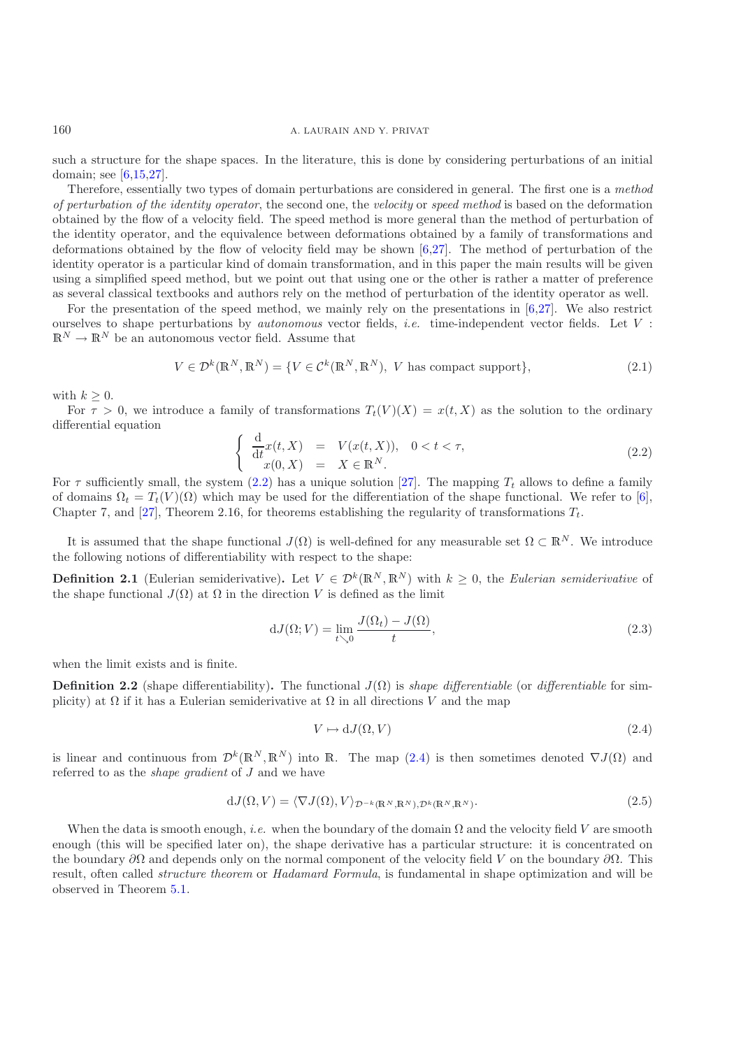such a structure for the shape spaces. In the literature, this is done by considering perturbations of an initial domain; see [6,15,27].

Therefore, essentially two types of domain perturbations are considered in general. The first one is a *method of perturbation of the identity operator*, the second one, the *velocity* or *speed method* is based on the deformation obtained by the flow of a velocity field. The speed method is more general than the method of perturbation of the identity operator, and the equivalence between deformations obtained by a family of transformations and deformations obtained by the flow of velocity field may be shown [6,27]. The method of perturbation of the identity operator is a particular kind of domain transformation, and in this paper the main results will be given using a simplified speed method, but we point out that using one or the other is rather a matter of preference as several classical textbooks and authors rely on the method of perturbation of the identity operator as well.

For the presentation of the speed method, we mainly rely on the presentations in [6,27]. We also restrict ourselves to shape perturbations by *autonomous* vector fields, *i.e.* time-independent vector fields. Let $V : \mathbb{R}^N \to \mathbb{R}^N$ be an autonomous vector field. Assume that

$$V \in \mathcal{D}^k(\mathbb{R}^N, \mathbb{R}^N) = \{V \in \mathcal{C}^k(\mathbb{R}^N, \mathbb{R}^N),\ V \text{ has compact support}\}, \tag{2.1}$$

with $k \geq 0$.

For $\tau > 0$, we introduce a family of transformations $T_t(V)(X) = x(t, X)$ as the solution to the ordinary differential equation

$$\left\{ \begin{array}{rcl} \dfrac{\mathrm{d}}{\mathrm{d}t}x(t,X) & = & V(x(t,X)), \quad 0 < t < \tau, \\ x(0,X) & = & X \in \mathbb{R}^N. \end{array} \right. \tag{2.2}$$

For $\tau$ sufficiently small, the system (2.2) has a unique solution [27]. The mapping $T_t$ allows to define a family of domains $\Omega_t = T_t(V)(\Omega)$ which may be used for the differentiation of the shape functional. We refer to [6], Chapter 7, and [27], Theorem 2.16, for theorems establishing the regularity of transformations $T_t$.

It is assumed that the shape functional $J(\Omega)$ is well-defined for any measurable set $\Omega \subset \mathbb{R}^N$. We introduce the following notions of differentiability with respect to the shape:

**Definition 2.1** (Eulerian semiderivative)**.** Let $V \in \mathcal{D}^k(\mathbb{R}^N, \mathbb{R}^N)$ with $k \geq 0$, the *Eulerian semiderivative* of the shape functional $J(\Omega)$ at $\Omega$ in the direction $V$ is defined as the limit

$$\mathrm{d}J(\Omega; V) = \lim_{t \searrow 0} \frac{J(\Omega_t) - J(\Omega)}{t}, \tag{2.3}$$

when the limit exists and is finite.

**Definition 2.2** (shape differentiability)**.** The functional $J(\Omega)$ is *shape differentiable* (or *differentiable* for simplicity) at $\Omega$ if it has a Eulerian semiderivative at $\Omega$ in all directions $V$ and the map

$$V \mapsto \mathrm{d}J(\Omega, V) \tag{2.4}$$

is linear and continuous from $\mathcal{D}^k(\mathbb{R}^N, \mathbb{R}^N)$ into $\mathbb{R}$. The map (2.4) is then sometimes denoted $\nabla J(\Omega)$ and referred to as the *shape gradient* of $J$ and we have

$$\mathrm{d}J(\Omega, V) = \langle \nabla J(\Omega), V \rangle_{\mathcal{D}^{-k}(\mathbb{R}^N, \mathbb{R}^N), \mathcal{D}^k(\mathbb{R}^N, \mathbb{R}^N)}. \tag{2.5}$$

When the data is smooth enough, *i.e.* when the boundary of the domain $\Omega$ and the velocity field $V$ are smooth enough (this will be specified later on), the shape derivative has a particular structure: it is concentrated on the boundary $\partial\Omega$ and depends only on the normal component of the velocity field $V$ on the boundary $\partial\Omega$. This result, often called *structure theorem* or *Hadamard Formula*, is fundamental in shape optimization and will be observed in Theorem 5.1.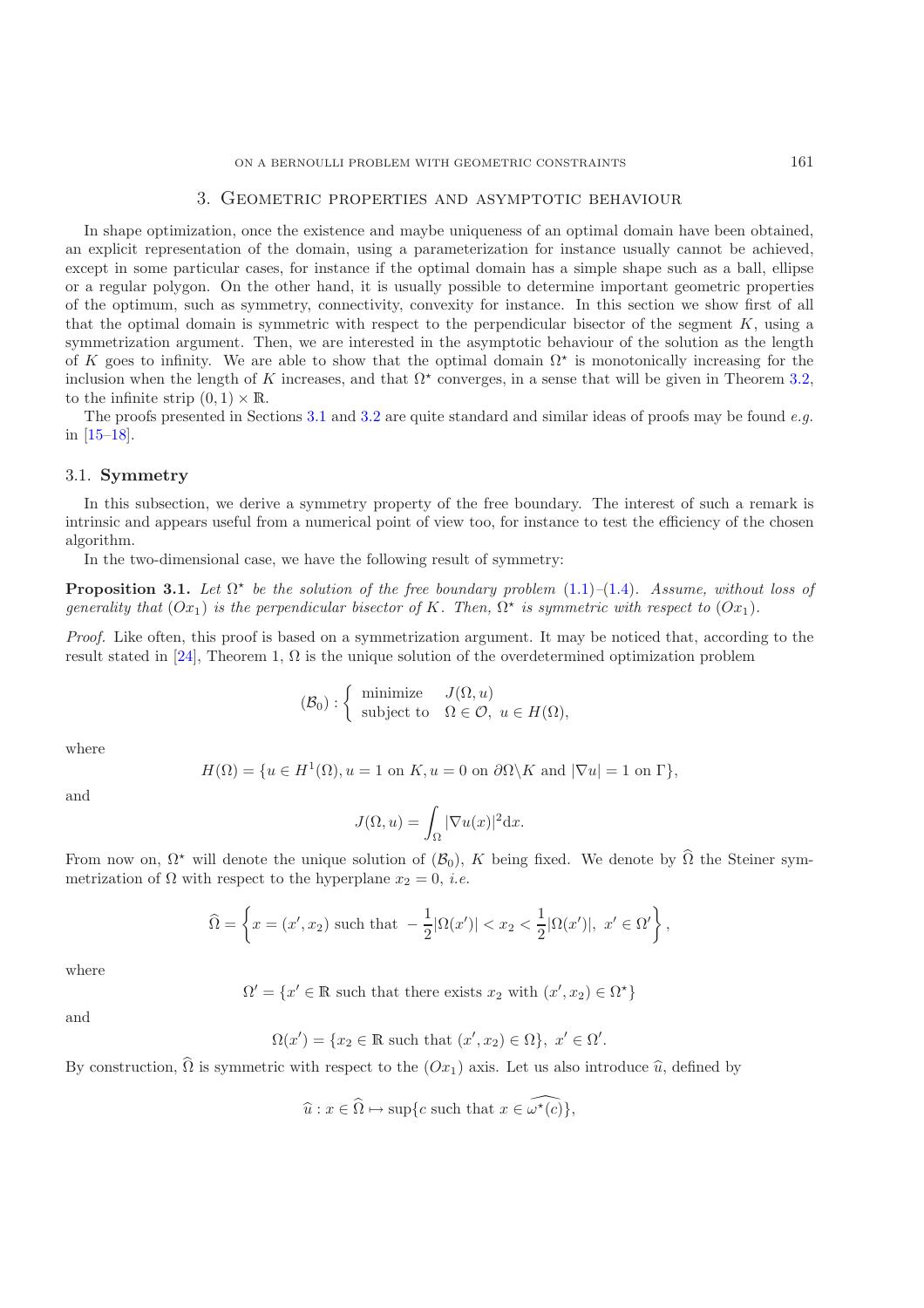## 3. Geometric properties and asymptotic behaviour

In shape optimization, once the existence and maybe uniqueness of an optimal domain have been obtained, an explicit representation of the domain, using a parameterization for instance usually cannot be achieved, except in some particular cases, for instance if the optimal domain has a simple shape such as a ball, ellipse or a regular polygon. On the other hand, it is usually possible to determine important geometric properties of the optimum, such as symmetry, connectivity, convexity for instance. In this section we show first of all that the optimal domain is symmetric with respect to the perpendicular bisector of the segment $K$, using a symmetrization argument. Then, we are interested in the asymptotic behaviour of the solution as the length of $K$ goes to infinity. We are able to show that the optimal domain $\Omega^\star$ is monotonically increasing for the inclusion when the length of $K$ increases, and that $\Omega^\star$ converges, in a sense that will be given in Theorem 3.2, to the infinite strip $(0, 1) \times \mathbb{R}$.

The proofs presented in Sections 3.1 and 3.2 are quite standard and similar ideas of proofs may be found *e.g.* in [15–18].

### 3.1. Symmetry

In this subsection, we derive a symmetry property of the free boundary. The interest of such a remark is intrinsic and appears useful from a numerical point of view too, for instance to test the efficiency of the chosen algorithm.

In the two-dimensional case, we have the following result of symmetry:

**Proposition 3.1.** *Let $\Omega^\star$ be the solution of the free boundary problem (1.1)–(1.4). Assume, without loss of generality that $(Ox_1)$ is the perpendicular bisector of $K$. Then, $\Omega^\star$ is symmetric with respect to $(Ox_1)$.*

*Proof.* Like often, this proof is based on a symmetrization argument. It may be noticed that, according to the result stated in [24], Theorem 1, $\Omega$ is the unique solution of the overdetermined optimization problem

$$(\mathcal{B}_0) : \begin{cases} \text{minimize} & J(\Omega, u) \\ \text{subject to} & \Omega \in \mathcal{O},\ u \in H(\Omega), \end{cases}$$

where

$$H(\Omega) = \{u \in H^1(\Omega), u = 1 \text{ on } K, u = 0 \text{ on } \partial\Omega\backslash K \text{ and } |\nabla u| = 1 \text{ on } \Gamma\},$$

and

$$J(\Omega, u) = \int_\Omega |\nabla u(x)|^2 \mathrm{d}x.$$

From now on, $\Omega^\star$ will denote the unique solution of $(\mathcal{B}_0)$, $K$ being fixed. We denote by $\widehat{\Omega}$ the Steiner symmetrization of $\Omega$ with respect to the hyperplane $x_2 = 0$, *i.e.*

$$\widehat{\Omega} = \left\{ x = (x', x_2) \text{ such that } -\frac{1}{2}|\Omega(x')| < x_2 < \frac{1}{2}|\Omega(x')|,\ x' \in \Omega' \right\},$$

where

$$\Omega' = \{x' \in \mathbb{R} \text{ such that there exists } x_2 \text{ with } (x', x_2) \in \Omega^\star\}$$

and

$$\Omega(x') = \{x_2 \in \mathbb{R} \text{ such that } (x', x_2) \in \Omega\},\ x' \in \Omega'.$$

By construction, $\widehat{\Omega}$ is symmetric with respect to the $(Ox_1)$ axis. Let us also introduce $\widehat{u}$, defined by

$$\widehat{u} : x \in \widehat{\Omega} \mapsto \sup\{c \text{ such that } x \in \widehat{\omega^\star(c)}\},$$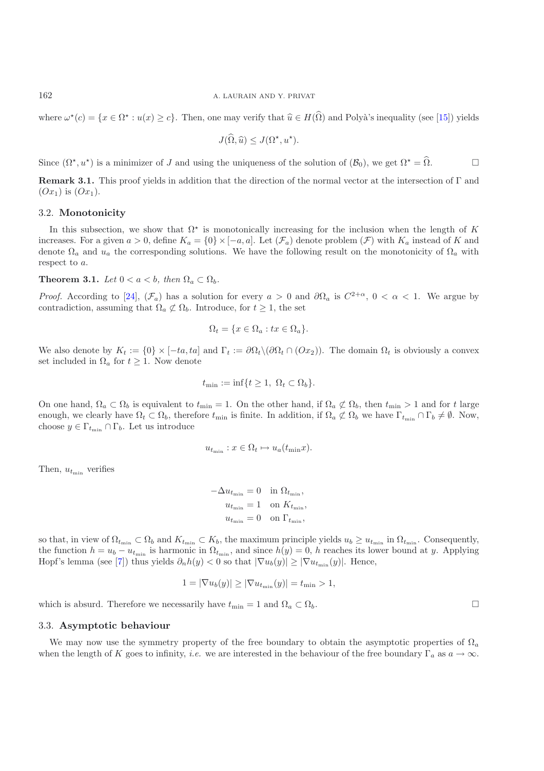where $\omega^\star(c) = \{x \in \Omega^\star : u(x) \geq c\}$. Then, one may verify that $\widehat{u} \in H(\widehat{\Omega})$ and Polyà's inequality (see [15]) yields

$$J(\widehat{\Omega}, \widehat{u}) \leq J(\Omega^\star, u^\star).$$

Since $(\Omega^\star, u^\star)$ is a minimizer of $J$ and using the uniqueness of the solution of $(\mathcal{B}_0)$, we get $\Omega^\star = \widehat{\Omega}$. $\square$

**Remark 3.1.** This proof yields in addition that the direction of the normal vector at the intersection of $\Gamma$ and $(Ox_1)$ is $(Ox_1)$.

### 3.2. Monotonicity

In this subsection, we show that $\Omega^\star$ is monotonically increasing for the inclusion when the length of $K$ increases. For a given $a > 0$, define $K_a = \{0\} \times [-a, a]$. Let $(\mathcal{F}_a)$ denote problem $(\mathcal{F})$ with $K_a$ instead of $K$ and denote $\Omega_a$ and $u_a$ the corresponding solutions. We have the following result on the monotonicity of $\Omega_a$ with respect to $a$.

**Theorem 3.1.** *Let $0 < a < b$, then $\Omega_a \subset \Omega_b$.*

*Proof.* According to [24], $(\mathcal{F}_a)$ has a solution for every $a > 0$ and $\partial\Omega_a$ is $C^{2+\alpha}$, $0 < \alpha < 1$. We argue by contradiction, assuming that $\Omega_a \not\subset \Omega_b$. Introduce, for $t \geq 1$, the set

$$\Omega_t = \{x \in \Omega_a : tx \in \Omega_a\}.$$

We also denote by $K_t := \{0\} \times [-ta, ta]$ and $\Gamma_t := \partial\Omega_t \backslash (\partial\Omega_t \cap (Ox_2))$. The domain $\Omega_t$ is obviously a convex set included in $\Omega_a$ for $t \geq 1$. Now denote

$$t_{\min} := \inf\{t \geq 1,\ \Omega_t \subset \Omega_b\}.$$

On one hand, $\Omega_a \subset \Omega_b$ is equivalent to $t_{\min} = 1$. On the other hand, if $\Omega_a \not\subset \Omega_b$, then $t_{\min} > 1$ and for $t$ large enough, we clearly have $\Omega_t \subset \Omega_b$, therefore $t_{\min}$ is finite. In addition, if $\Omega_a \not\subset \Omega_b$ we have $\Gamma_{t_{\min}} \cap \Gamma_b \neq \emptyset$. Now, choose $y \in \Gamma_{t_{\min}} \cap \Gamma_b$. Let us introduce

$$u_{t_{\min}} : x \in \Omega_t \mapsto u_a(t_{\min} x).$$

Then, $u_{t_{\min}}$ verifies

$$\begin{aligned} -\Delta u_{t_{\min}} &= 0 \quad \text{in } \Omega_{t_{\min}}, \\ u_{t_{\min}} &= 1 \quad \text{on } K_{t_{\min}}, \\ u_{t_{\min}} &= 0 \quad \text{on } \Gamma_{t_{\min}}, \end{aligned}$$

so that, in view of $\Omega_{t_{\min}} \subset \Omega_b$ and $K_{t_{\min}} \subset K_b$, the maximum principle yields $u_b \geq u_{t_{\min}}$ in $\Omega_{t_{\min}}$. Consequently, the function $h = u_b - u_{t_{\min}}$ is harmonic in $\Omega_{t_{\min}}$, and since $h(y) = 0$, $h$ reaches its lower bound at $y$. Applying Hopf's lemma (see [7]) thus yields $\partial_n h(y) < 0$ so that $|\nabla u_b(y)| \geq |\nabla u_{t_{\min}}(y)|$. Hence,

$$1 = |\nabla u_b(y)| \geq |\nabla u_{t_{\min}}(y)| = t_{\min} > 1,$$

which is absurd. Therefore we necessarily have $t_{\min} = 1$ and $\Omega_a \subset \Omega_b$. $\square$

### 3.3. Asymptotic behaviour

We may now use the symmetry property of the free boundary to obtain the asymptotic properties of $\Omega_a$ when the length of $K$ goes to infinity, *i.e.* we are interested in the behaviour of the free boundary $\Gamma_a$ as $a \to \infty$.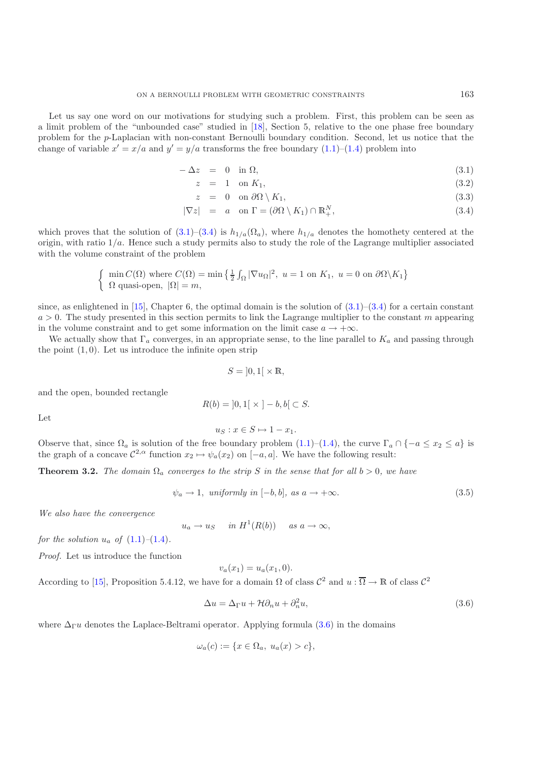Let us say one word on our motivations for studying such a problem. First, this problem can be seen as a limit problem of the "unbounded case" studied in [18], Section 5, relative to the one phase free boundary problem for the $p$-Laplacian with non-constant Bernoulli boundary condition. Second, let us notice that the change of variable $x' = x/a$ and $y' = y/a$ transforms the free boundary (1.1)–(1.4) problem into

$$
\begin{aligned}
-\Delta z &= 0 \quad \text{in } \Omega, && (3.1)\\
z &= 1 \quad \text{on } K_1, && (3.2)\\
z &= 0 \quad \text{on } \partial\Omega \setminus K_1, && (3.3)\\
|\nabla z| &= a \quad \text{on } \Gamma = (\partial\Omega \setminus K_1) \cap \mathbb{R}^N_+, && (3.4)
\end{aligned}
$$

which proves that the solution of (3.1)–(3.4) is $h_{1/a}(\Omega_a)$, where $h_{1/a}$ denotes the homothety centered at the origin, with ratio $1/a$. Hence such a study permits also to study the role of the Lagrange multiplier associated with the volume constraint of the problem

$$
\left\{
\begin{array}{l}
\min C(\Omega) \text{ where } C(\Omega) = \min\left\{\frac{1}{2}\int_\Omega |\nabla u_\Omega|^2,\ u = 1 \text{ on } K_1,\ u = 0 \text{ on } \partial\Omega\backslash K_1\right\}\\
\Omega \text{ quasi-open},\ |\Omega| = m,
\end{array}
\right.
$$

since, as enlightened in [15], Chapter 6, the optimal domain is the solution of (3.1)–(3.4) for a certain constant $a > 0$. The study presented in this section permits to link the Lagrange multiplier to the constant $m$ appearing in the volume constraint and to get some information on the limit case $a \to +\infty$.

We actually show that $\Gamma_a$ converges, in an appropriate sense, to the line parallel to $K_a$ and passing through the point $(1, 0)$. Let us introduce the infinite open strip

$$S = ]0, 1[ \times \mathbb{R},$$

and the open, bounded rectangle

$$R(b) = ]0, 1[ \times ] - b, b[ \subset S.$$

Let

$$u_S : x \in S \mapsto 1 - x_1.$$

Observe that, since $\Omega_a$ is solution of the free boundary problem (1.1)–(1.4), the curve $\Gamma_a \cap \{-a \leq x_2 \leq a\}$ is the graph of a concave $\mathcal{C}^{2,\alpha}$ function $x_2 \mapsto \psi_a(x_2)$ on $[-a, a]$. We have the following result:

**Theorem 3.2.** *The domain $\Omega_a$ converges to the strip $S$ in the sense that for all $b > 0$, we have*

$$\psi_a \to 1, \text{ uniformly in } [-b, b], \text{ as } a \to +\infty. \tag{3.5}$$

*We also have the convergence*

$$u_a \to u_S \quad \text{in } H^1(R(b)) \quad \text{as } a \to \infty,$$

*for the solution $u_a$ of (1.1)–(1.4).*

*Proof.* Let us introduce the function

$$v_a(x_1) = u_a(x_1, 0).$$

According to [15], Proposition 5.4.12, we have for a domain $\Omega$ of class $\mathcal{C}^2$ and $u : \overline{\Omega} \to \mathbb{R}$ of class $\mathcal{C}^2$

$$\Delta u = \Delta_\Gamma u + \mathcal{H}\partial_n u + \partial_n^2 u, \tag{3.6}$$

where $\Delta_\Gamma u$ denotes the Laplace-Beltrami operator. Applying formula (3.6) in the domains

$$\omega_a(c) := \{x \in \Omega_a,\ u_a(x) > c\},$$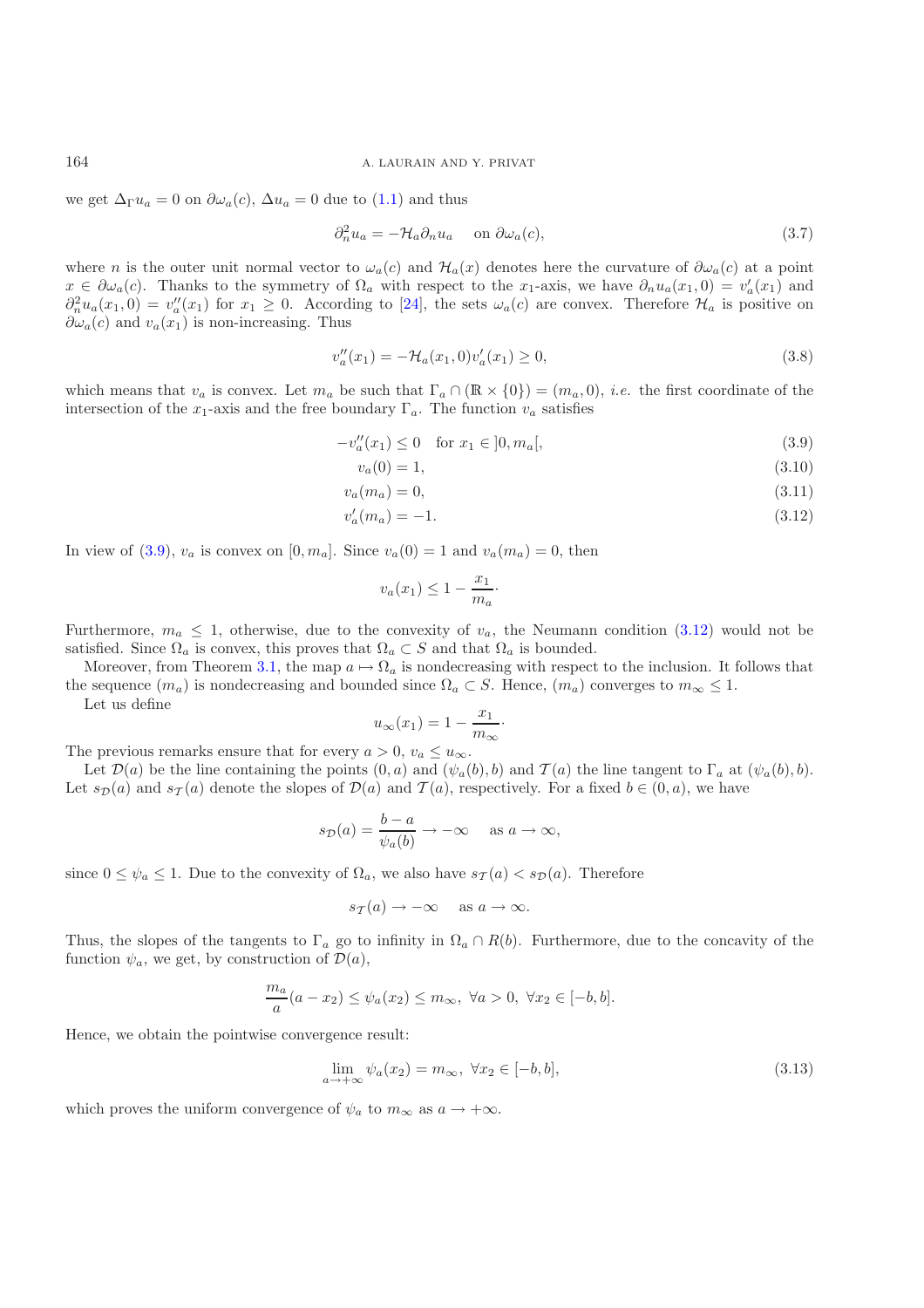we get $\Delta_\Gamma u_a = 0$ on $\partial\omega_a(c)$, $\Delta u_a = 0$ due to (1.1) and thus

$$\partial_n^2 u_a = -\mathcal{H}_a \partial_n u_a \quad \text{ on } \partial\omega_a(c), \tag{3.7}$$

where $n$ is the outer unit normal vector to $\omega_a(c)$ and $\mathcal{H}_a(x)$ denotes here the curvature of $\partial\omega_a(c)$ at a point $x \in \partial\omega_a(c)$. Thanks to the symmetry of $\Omega_a$ with respect to the $x_1$-axis, we have $\partial_n u_a(x_1, 0) = v_a'(x_1)$ and $\partial_n^2 u_a(x_1, 0) = v_a''(x_1)$ for $x_1 \geq 0$. According to [24], the sets $\omega_a(c)$ are convex. Therefore $\mathcal{H}_a$ is positive on $\partial\omega_a(c)$ and $v_a(x_1)$ is non-increasing. Thus

$$v_a''(x_1) = -\mathcal{H}_a(x_1, 0) v_a'(x_1) \geq 0, \tag{3.8}$$

which means that $v_a$ is convex. Let $m_a$ be such that $\Gamma_a \cap (\mathbb{R} \times \{0\}) = (m_a, 0)$, *i.e.* the first coordinate of the intersection of the $x_1$-axis and the free boundary $\Gamma_a$. The function $v_a$ satisfies

$$-v_a''(x_1) \leq 0 \quad \text{for } x_1 \in ]0, m_a[, \tag{3.9}$$

$$v_a(0) = 1, \tag{3.10}$$

$$v_a(m_a) = 0, \tag{3.11}$$

$$v_a'(m_a) = -1. \tag{3.12}$$

In view of (3.9), $v_a$ is convex on $[0, m_a]$. Since $v_a(0) = 1$ and $v_a(m_a) = 0$, then

$$v_a(x_1) \leq 1 - \frac{x_1}{m_a}.$$

Furthermore, $m_a \leq 1$, otherwise, due to the convexity of $v_a$, the Neumann condition (3.12) would not be satisfied. Since $\Omega_a$ is convex, this proves that $\Omega_a \subset S$ and that $\Omega_a$ is bounded.

Moreover, from Theorem 3.1, the map $a \mapsto \Omega_a$ is nondecreasing with respect to the inclusion. It follows that the sequence $(m_a)$ is nondecreasing and bounded since $\Omega_a \subset S$. Hence, $(m_a)$ converges to $m_\infty \leq 1$.

Let us define

$$u_\infty(x_1) = 1 - \frac{x_1}{m_\infty}.$$

The previous remarks ensure that for every $a > 0$, $v_a \leq u_\infty$.

Let $\mathcal{D}(a)$ be the line containing the points $(0, a)$ and $(\psi_a(b), b)$ and $\mathcal{T}(a)$ the line tangent to $\Gamma_a$ at $(\psi_a(b), b)$. Let $s_{\mathcal{D}}(a)$ and $s_{\mathcal{T}}(a)$ denote the slopes of $\mathcal{D}(a)$ and $\mathcal{T}(a)$, respectively. For a fixed $b \in (0, a)$, we have

$$s_{\mathcal{D}}(a) = \frac{b - a}{\psi_a(b)} \to -\infty \quad \text{ as } a \to \infty,$$

since $0 \leq \psi_a \leq 1$. Due to the convexity of $\Omega_a$, we also have $s_{\mathcal{T}}(a) < s_{\mathcal{D}}(a)$. Therefore

$$s_{\mathcal{T}}(a) \to -\infty \quad \text{ as } a \to \infty.$$

Thus, the slopes of the tangents to $\Gamma_a$ go to infinity in $\Omega_a \cap R(b)$. Furthermore, due to the concavity of the function $\psi_a$, we get, by construction of $\mathcal{D}(a)$,

$$\frac{m_a}{a}(a - x_2) \leq \psi_a(x_2) \leq m_\infty, \ \forall a > 0, \ \forall x_2 \in [-b, b].$$

Hence, we obtain the pointwise convergence result:

$$\lim_{a \to +\infty} \psi_a(x_2) = m_\infty, \ \forall x_2 \in [-b, b], \tag{3.13}$$

which proves the uniform convergence of $\psi_a$ to $m_\infty$ as $a \to +\infty$.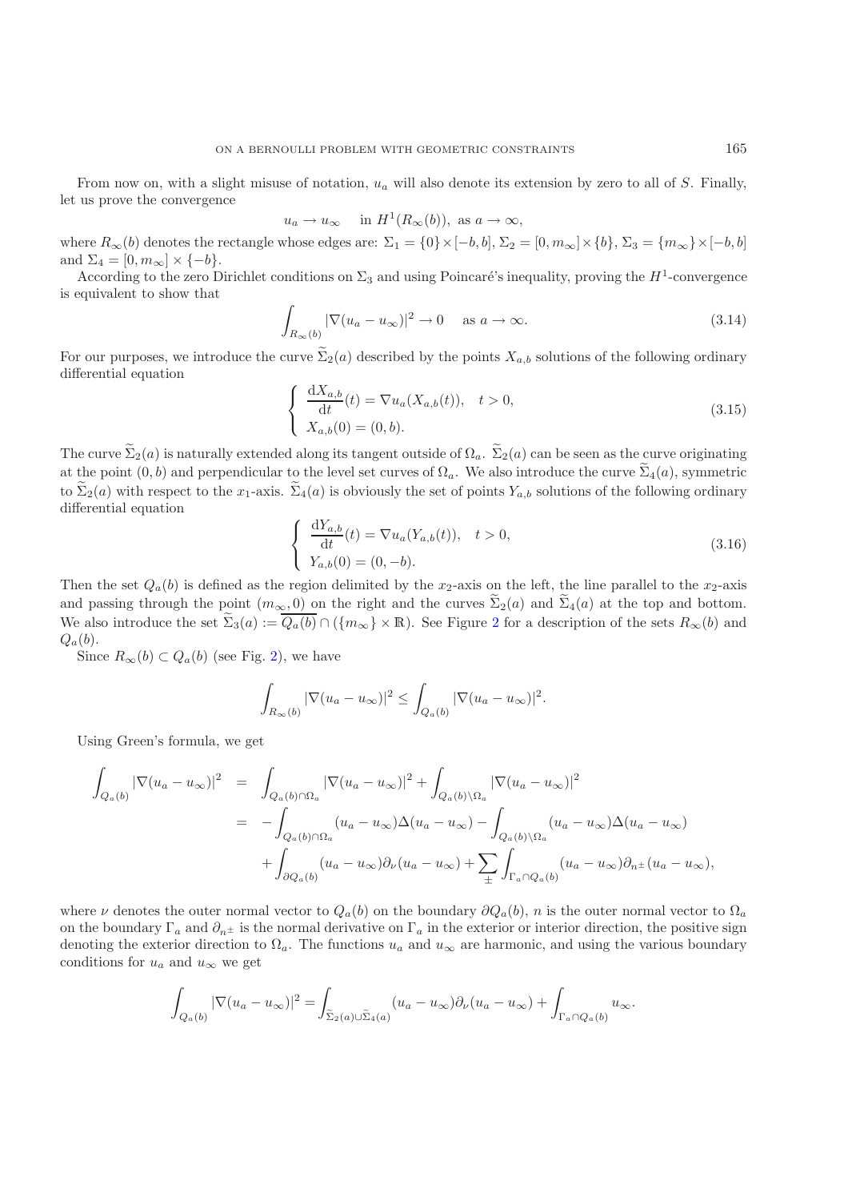From now on, with a slight misuse of notation, $u_a$ will also denote its extension by zero to all of $S$. Finally, let us prove the convergence

$$u_a \to u_\infty \quad \text{in } H^1(R_\infty(b)), \text{ as } a \to \infty,$$

where $R_\infty(b)$ denotes the rectangle whose edges are: $\Sigma_1 = \{0\} \times [-b, b]$, $\Sigma_2 = [0, m_\infty] \times \{b\}$, $\Sigma_3 = \{m_\infty\} \times [-b, b]$ and $\Sigma_4 = [0, m_\infty] \times \{-b\}$.

According to the zero Dirichlet conditions on $\Sigma_3$ and using Poincaré's inequality, proving the $H^1$-convergence is equivalent to show that

$$\int_{R_\infty(b)} |\nabla(u_a - u_\infty)|^2 \to 0 \quad \text{as } a \to \infty. \tag{3.14}$$

For our purposes, we introduce the curve $\widetilde{\Sigma}_2(a)$ described by the points $X_{a,b}$ solutions of the following ordinary differential equation

$$\begin{cases} \dfrac{\mathrm{d}X_{a,b}}{\mathrm{d}t}(t) = \nabla u_a(X_{a,b}(t)), \quad t > 0, \\ X_{a,b}(0) = (0, b). \end{cases} \tag{3.15}$$

The curve $\widetilde{\Sigma}_2(a)$ is naturally extended along its tangent outside of $\Omega_a$. $\widetilde{\Sigma}_2(a)$ can be seen as the curve originating at the point $(0, b)$ and perpendicular to the level set curves of $\Omega_a$. We also introduce the curve $\widetilde{\Sigma}_4(a)$, symmetric to $\widetilde{\Sigma}_2(a)$ with respect to the $x_1$-axis. $\widetilde{\Sigma}_4(a)$ is obviously the set of points $Y_{a,b}$ solutions of the following ordinary differential equation

$$\begin{cases} \dfrac{\mathrm{d}Y_{a,b}}{\mathrm{d}t}(t) = \nabla u_a(Y_{a,b}(t)), \quad t > 0, \\ Y_{a,b}(0) = (0, -b). \end{cases} \tag{3.16}$$

Then the set $Q_a(b)$ is defined as the region delimited by the $x_2$-axis on the left, the line parallel to the $x_2$-axis and passing through the point $(m_\infty, 0)$ on the right and the curves $\widetilde{\Sigma}_2(a)$ and $\widetilde{\Sigma}_4(a)$ at the top and bottom. We also introduce the set $\widetilde{\Sigma}_3(a) := \overline{Q_a(b)} \cap (\{m_\infty\} \times \mathbb{R})$. See Figure 2 for a description of the sets $R_\infty(b)$ and $Q_a(b)$.

Since $R_\infty(b) \subset Q_a(b)$ (see Fig. 2), we have

$$\int_{R_\infty(b)} |\nabla(u_a - u_\infty)|^2 \leq \int_{Q_a(b)} |\nabla(u_a - u_\infty)|^2.$$

Using Green's formula, we get

$$\begin{aligned} \int_{Q_a(b)} |\nabla(u_a - u_\infty)|^2 &= \int_{Q_a(b)\cap\Omega_a} |\nabla(u_a - u_\infty)|^2 + \int_{Q_a(b)\setminus\Omega_a} |\nabla(u_a - u_\infty)|^2 \\ &= -\int_{Q_a(b)\cap\Omega_a} (u_a - u_\infty)\Delta(u_a - u_\infty) - \int_{Q_a(b)\setminus\Omega_a} (u_a - u_\infty)\Delta(u_a - u_\infty) \\ &\quad + \int_{\partial Q_a(b)} (u_a - u_\infty)\partial_\nu(u_a - u_\infty) + \sum_{\pm} \int_{\Gamma_a \cap Q_a(b)} (u_a - u_\infty)\partial_{n^\pm}(u_a - u_\infty), \end{aligned}$$

where $\nu$ denotes the outer normal vector to $Q_a(b)$ on the boundary $\partial Q_a(b)$, $n$ is the outer normal vector to $\Omega_a$ on the boundary $\Gamma_a$ and $\partial_{n^\pm}$ is the normal derivative on $\Gamma_a$ in the exterior or interior direction, the positive sign denoting the exterior direction to $\Omega_a$. The functions $u_a$ and $u_\infty$ are harmonic, and using the various boundary conditions for $u_a$ and $u_\infty$ we get

$$\int_{Q_a(b)} |\nabla(u_a - u_\infty)|^2 = \int_{\widetilde{\Sigma}_2(a)\cup\widetilde{\Sigma}_4(a)} (u_a - u_\infty)\partial_\nu(u_a - u_\infty) + \int_{\Gamma_a \cap Q_a(b)} u_\infty.$$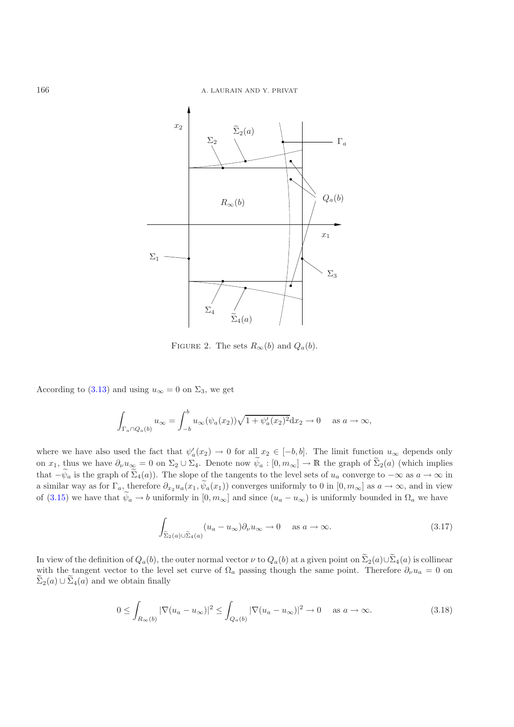FIGURE 2. The sets $R_\infty(b)$ and $Q_a(b)$.

According to (3.13) and using $u_\infty = 0$ on $\Sigma_3$, we get

$$\int_{\Gamma_a \cap Q_a(b)} u_\infty = \int_{-b}^{b} u_\infty(\psi_a(x_2))\sqrt{1+\psi_a'(x_2)^2}\mathrm{d}x_2 \to 0 \quad \text{as } a \to \infty,$$

where we have also used the fact that $\psi_a'(x_2) \to 0$ for all $x_2 \in [-b, b]$. The limit function $u_\infty$ depends only on $x_1$, thus we have $\partial_\nu u_\infty = 0$ on $\Sigma_2 \cup \Sigma_4$. Denote now $\widetilde{\psi}_a : [0, m_\infty] \to \mathbb{R}$ the graph of $\widetilde{\Sigma}_2(a)$ (which implies that $-\widetilde{\psi}_a$ is the graph of $\widetilde{\Sigma}_4(a)$). The slope of the tangents to the level sets of $u_a$ converge to $-\infty$ as $a \to \infty$ in a similar way as for $\Gamma_a$, therefore $\partial_{x_2} u_a(x_1, \widetilde{\psi}_a(x_1))$ converges uniformly to 0 in $[0, m_\infty]$ as $a \to \infty$, and in view of (3.15) we have that $\widetilde{\psi}_a \to b$ uniformly in $[0, m_\infty]$ and since $(u_a - u_\infty)$ is uniformly bounded in $\Omega_a$ we have

$$\int_{\widetilde{\Sigma}_2(a) \cup \widetilde{\Sigma}_4(a)} (u_a - u_\infty)\partial_\nu u_\infty \to 0 \quad \text{as } a \to \infty. \tag{3.17}$$

In view of the definition of $Q_a(b)$, the outer normal vector $\nu$ to $Q_a(b)$ at a given point on $\widetilde{\Sigma}_2(a) \cup \widetilde{\Sigma}_4(a)$ is collinear with the tangent vector to the level set curve of $\Omega_a$ passing though the same point. Therefore $\partial_\nu u_a = 0$ on $\widetilde{\Sigma}_2(a) \cup \widetilde{\Sigma}_4(a)$ and we obtain finally

$$0 \le \int_{R_\infty(b)} |\nabla(u_a - u_\infty)|^2 \le \int_{Q_a(b)} |\nabla(u_a - u_\infty)|^2 \to 0 \quad \text{as } a \to \infty. \tag{3.18}$$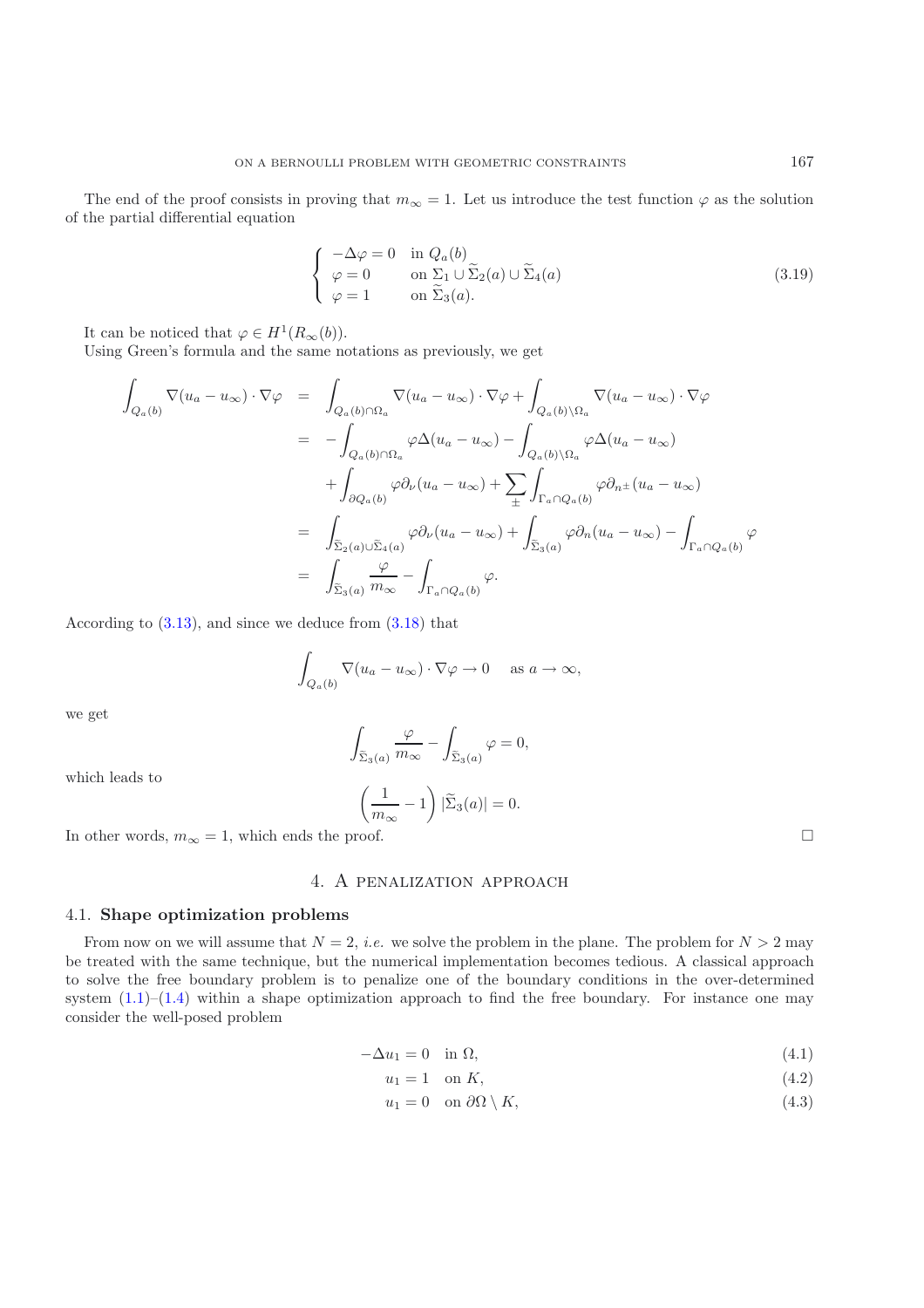The end of the proof consists in proving that $m_\infty = 1$. Let us introduce the test function $\varphi$ as the solution of the partial differential equation

$$
\begin{cases} -\Delta \varphi = 0 & \text{in } Q_a(b) \\ \varphi = 0 & \text{on } \Sigma_1 \cup \widetilde{\Sigma}_2(a) \cup \widetilde{\Sigma}_4(a) \\ \varphi = 1 & \text{on } \widetilde{\Sigma}_3(a). \end{cases} \tag{3.19}
$$

It can be noticed that $\varphi \in H^1(R_\infty(b))$.

Using Green's formula and the same notations as previously, we get

$$
\begin{aligned}
\int_{Q_a(b)} \nabla(u_a - u_\infty)\cdot \nabla \varphi &= \int_{Q_a(b)\cap \Omega_a} \nabla(u_a - u_\infty)\cdot\nabla\varphi + \int_{Q_a(b)\setminus\Omega_a} \nabla(u_a - u_\infty)\cdot\nabla\varphi \\
&= -\int_{Q_a(b)\cap\Omega_a} \varphi\Delta(u_a - u_\infty) - \int_{Q_a(b)\setminus\Omega_a}\varphi\Delta(u_a - u_\infty) \\
&\quad + \int_{\partial Q_a(b)} \varphi\partial_\nu(u_a - u_\infty) + \sum_{\pm}\int_{\Gamma_a\cap Q_a(b)} \varphi\partial_{n^\pm}(u_a - u_\infty) \\
&= \int_{\widetilde{\Sigma}_2(a)\cup\widetilde{\Sigma}_4(a)} \varphi\partial_\nu(u_a - u_\infty) + \int_{\widetilde{\Sigma}_3(a)} \varphi\partial_n(u_a - u_\infty) - \int_{\Gamma_a\cap Q_a(b)}\varphi \\
&= \int_{\widetilde{\Sigma}_3(a)} \frac{\varphi}{m_\infty} - \int_{\Gamma_a\cap Q_a(b)} \varphi.
\end{aligned}
$$

According to (3.13), and since we deduce from (3.18) that

$$
\int_{Q_a(b)} \nabla(u_a - u_\infty)\cdot\nabla\varphi \to 0 \quad \text{ as } a\to\infty,
$$

we get

$$
\int_{\widetilde{\Sigma}_3(a)} \frac{\varphi}{m_\infty} - \int_{\widetilde{\Sigma}_3(a)} \varphi = 0,
$$

which leads to

$$
\left(\frac{1}{m_\infty} - 1\right)|\widetilde{\Sigma}_3(a)| = 0.
$$

In other words, $m_\infty = 1$, which ends the proof. □

## 4. A penalization approach

### 4.1. Shape optimization problems

From now on we will assume that $N = 2$, *i.e.* we solve the problem in the plane. The problem for $N > 2$ may be treated with the same technique, but the numerical implementation becomes tedious. A classical approach to solve the free boundary problem is to penalize one of the boundary conditions in the over-determined system (1.1)–(1.4) within a shape optimization approach to find the free boundary. For instance one may consider the well-posed problem

$$
-\Delta u_1 = 0 \quad \text{in } \Omega, \tag{4.1}
$$

$$
u_1 = 1 \quad \text{on } K, \tag{4.2}
$$

$$
u_1 = 0 \quad \text{on } \partial\Omega\setminus K, \tag{4.3}
$$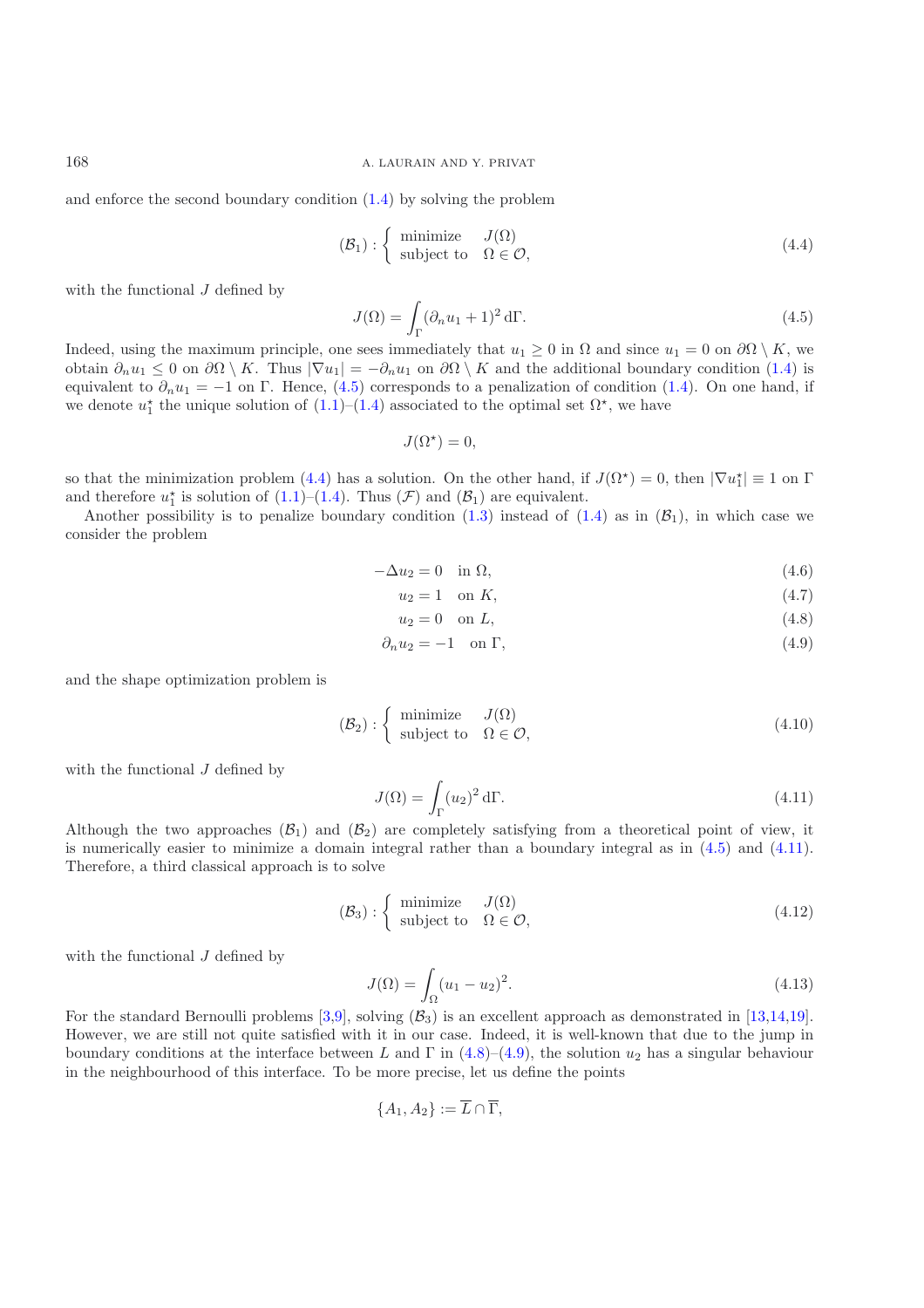and enforce the second boundary condition (1.4) by solving the problem

$$(\mathcal{B}_1) : \begin{cases} \text{minimize} & J(\Omega) \\ \text{subject to} & \Omega \in \mathcal{O}, \end{cases} \tag{4.4}$$

with the functional $J$ defined by

$$J(\Omega) = \int_\Gamma (\partial_n u_1 + 1)^2 \, \mathrm{d}\Gamma. \tag{4.5}$$

Indeed, using the maximum principle, one sees immediately that $u_1 \geq 0$ in $\Omega$ and since $u_1 = 0$ on $\partial\Omega \setminus K$, we obtain $\partial_n u_1 \leq 0$ on $\partial\Omega \setminus K$. Thus $|\nabla u_1| = -\partial_n u_1$ on $\partial\Omega \setminus K$ and the additional boundary condition (1.4) is equivalent to $\partial_n u_1 = -1$ on $\Gamma$. Hence, (4.5) corresponds to a penalization of condition (1.4). On one hand, if we denote $u_1^\star$ the unique solution of (1.1)–(1.4) associated to the optimal set $\Omega^\star$, we have

$$J(\Omega^\star) = 0,$$

so that the minimization problem (4.4) has a solution. On the other hand, if $J(\Omega^\star) = 0$, then $|\nabla u_1^\star| \equiv 1$ on $\Gamma$ and therefore $u_1^\star$ is solution of (1.1)–(1.4). Thus $(\mathcal{F})$ and $(\mathcal{B}_1)$ are equivalent.

Another possibility is to penalize boundary condition (1.3) instead of (1.4) as in $(\mathcal{B}_1)$, in which case we consider the problem

$$-\Delta u_2 = 0 \quad \text{in } \Omega, \tag{4.6}$$

$$u_2 = 1 \quad \text{on } K, \tag{4.7}$$

$$u_2 = 0 \quad \text{on } L, \tag{4.8}$$

$$\partial_n u_2 = -1 \quad \text{on } \Gamma, \tag{4.9}$$

and the shape optimization problem is

$$(\mathcal{B}_2) : \begin{cases} \text{minimize} & J(\Omega) \\ \text{subject to} & \Omega \in \mathcal{O}, \end{cases} \tag{4.10}$$

with the functional $J$ defined by

$$J(\Omega) = \int_\Gamma (u_2)^2 \, \mathrm{d}\Gamma. \tag{4.11}$$

Although the two approaches $(\mathcal{B}_1)$ and $(\mathcal{B}_2)$ are completely satisfying from a theoretical point of view, it is numerically easier to minimize a domain integral rather than a boundary integral as in (4.5) and (4.11). Therefore, a third classical approach is to solve

$$(\mathcal{B}_3) : \begin{cases} \text{minimize} & J(\Omega) \\ \text{subject to} & \Omega \in \mathcal{O}, \end{cases} \tag{4.12}$$

with the functional $J$ defined by

$$J(\Omega) = \int_\Omega (u_1 - u_2)^2. \tag{4.13}$$

For the standard Bernoulli problems [3,9], solving $(\mathcal{B}_3)$ is an excellent approach as demonstrated in [13,14,19]. However, we are still not quite satisfied with it in our case. Indeed, it is well-known that due to the jump in boundary conditions at the interface between $L$ and $\Gamma$ in (4.8)–(4.9), the solution $u_2$ has a singular behaviour in the neighbourhood of this interface. To be more precise, let us define the points

$$\{A_1, A_2\} := \overline{L} \cap \overline{\Gamma},$$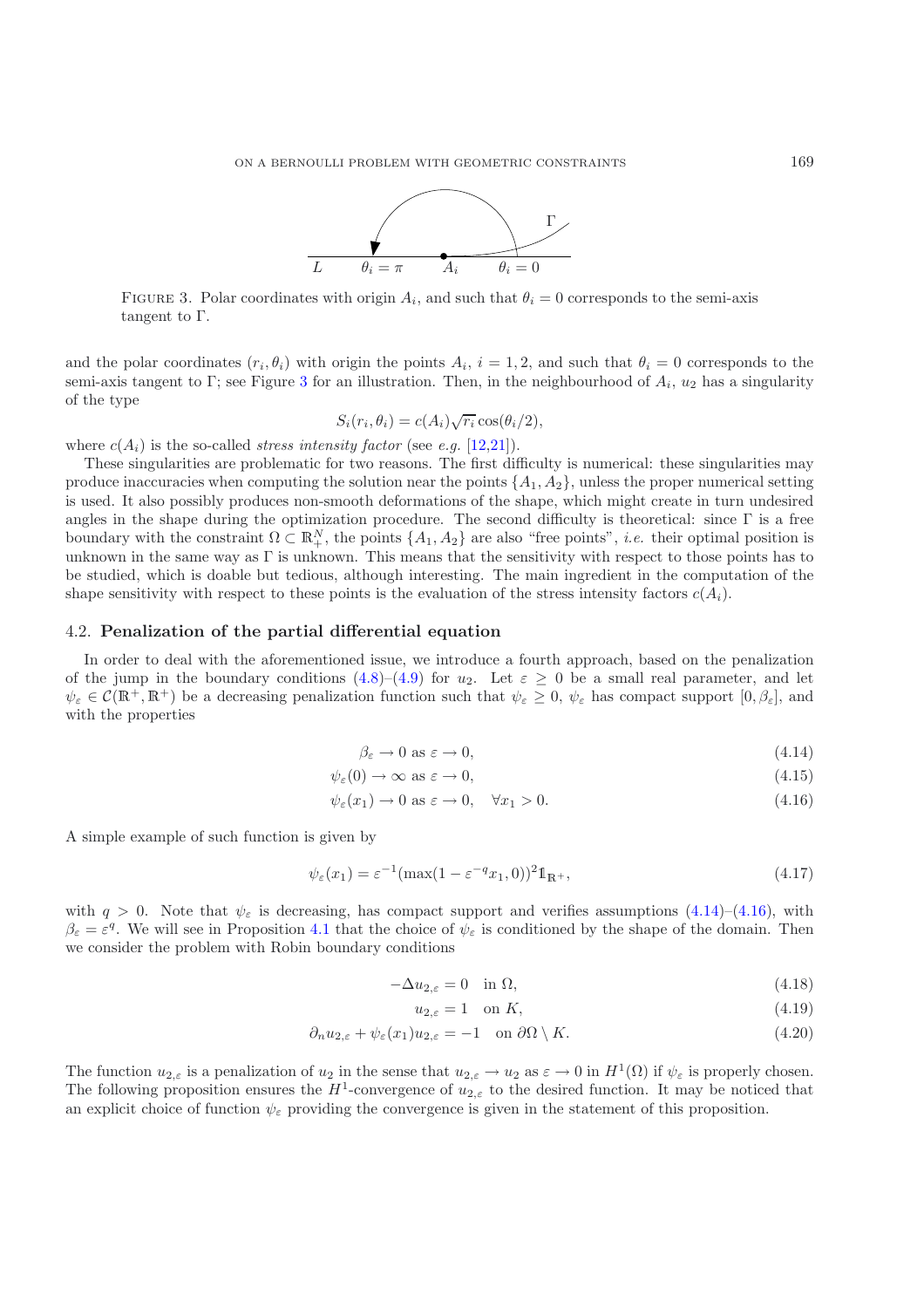FIGURE 3. Polar coordinates with origin $A_i$, and such that $\theta_i = 0$ corresponds to the semi-axis tangent to $\Gamma$.

and the polar coordinates $(r_i, \theta_i)$ with origin the points $A_i$, $i = 1, 2$, and such that $\theta_i = 0$ corresponds to the semi-axis tangent to $\Gamma$; see Figure 3 for an illustration. Then, in the neighbourhood of $A_i$, $u_2$ has a singularity of the type

$$S_i(r_i, \theta_i) = c(A_i)\sqrt{r_i}\cos(\theta_i/2),$$

where $c(A_i)$ is the so-called *stress intensity factor* (see *e.g.* [12,21]).

These singularities are problematic for two reasons. The first difficulty is numerical: these singularities may produce inaccuracies when computing the solution near the points $\{A_1, A_2\}$, unless the proper numerical setting is used. It also possibly produces non-smooth deformations of the shape, which might create in turn undesired angles in the shape during the optimization procedure. The second difficulty is theoretical: since $\Gamma$ is a free boundary with the constraint $\Omega \subset \mathbb{R}^N_+$, the points $\{A_1, A_2\}$ are also "free points", *i.e.* their optimal position is unknown in the same way as $\Gamma$ is unknown. This means that the sensitivity with respect to those points has to be studied, which is doable but tedious, although interesting. The main ingredient in the computation of the shape sensitivity with respect to these points is the evaluation of the stress intensity factors $c(A_i)$.

### 4.2. **Penalization of the partial differential equation**

In order to deal with the aforementioned issue, we introduce a fourth approach, based on the penalization of the jump in the boundary conditions (4.8)–(4.9) for $u_2$. Let $\varepsilon \geq 0$ be a small real parameter, and let $\psi_\varepsilon \in \mathcal{C}(\mathbb{R}^+, \mathbb{R}^+)$ be a decreasing penalization function such that $\psi_\varepsilon \geq 0$, $\psi_\varepsilon$ has compact support $[0, \beta_\varepsilon]$, and with the properties

$$\beta_\varepsilon \to 0 \text{ as } \varepsilon \to 0, \tag{4.14}$$

$$\psi_\varepsilon(0) \to \infty \text{ as } \varepsilon \to 0, \tag{4.15}$$

$$\psi_\varepsilon(x_1) \to 0 \text{ as } \varepsilon \to 0, \quad \forall x_1 > 0. \tag{4.16}$$

A simple example of such function is given by

$$\psi_\varepsilon(x_1) = \varepsilon^{-1}(\max(1 - \varepsilon^{-q}x_1, 0))^2 \mathbb{1}_{\mathbb{R}^+}, \tag{4.17}$$

with $q > 0$. Note that $\psi_\varepsilon$ is decreasing, has compact support and verifies assumptions (4.14)–(4.16), with $\beta_\varepsilon = \varepsilon^q$. We will see in Proposition 4.1 that the choice of $\psi_\varepsilon$ is conditioned by the shape of the domain. Then we consider the problem with Robin boundary conditions

$$-\Delta u_{2,\varepsilon} = 0 \quad \text{in } \Omega, \tag{4.18}$$

$$u_{2,\varepsilon} = 1 \quad \text{on } K, \tag{4.19}$$

$$\partial_n u_{2,\varepsilon} + \psi_\varepsilon(x_1)u_{2,\varepsilon} = -1 \quad \text{on } \partial\Omega \setminus K. \tag{4.20}$$

The function $u_{2,\varepsilon}$ is a penalization of $u_2$ in the sense that $u_{2,\varepsilon} \to u_2$ as $\varepsilon \to 0$ in $H^1(\Omega)$ if $\psi_\varepsilon$ is properly chosen. The following proposition ensures the $H^1$-convergence of $u_{2,\varepsilon}$ to the desired function. It may be noticed that an explicit choice of function $\psi_\varepsilon$ providing the convergence is given in the statement of this proposition.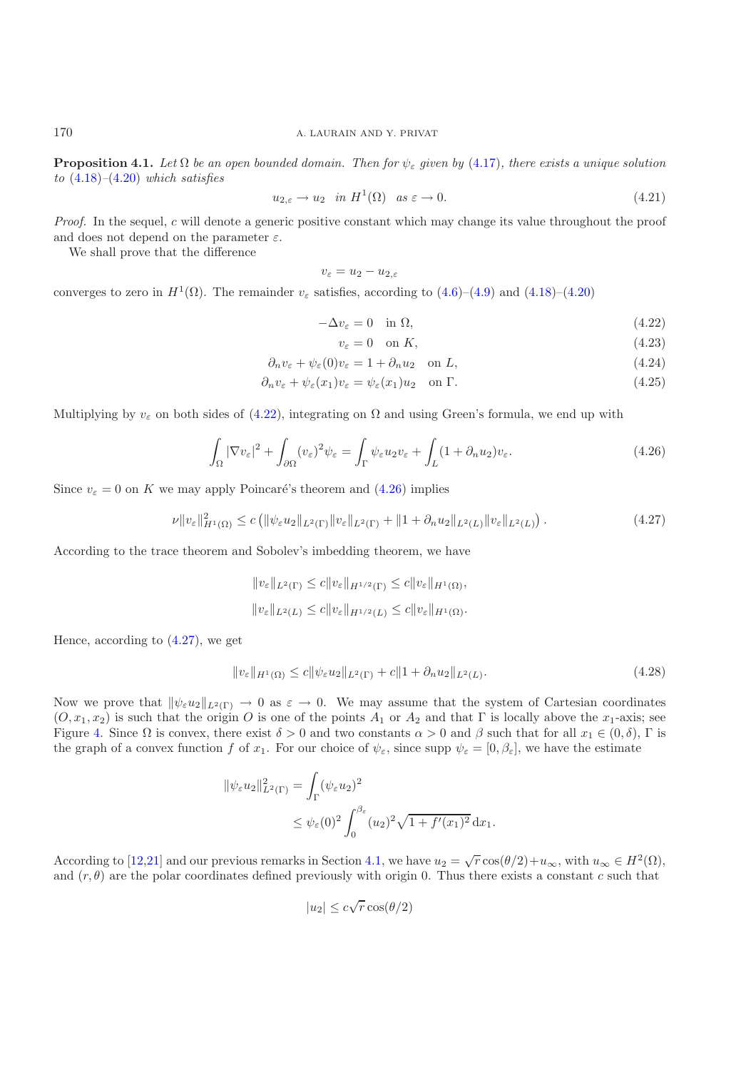**Proposition 4.1.** *Let $\Omega$ be an open bounded domain. Then for $\psi_\varepsilon$ given by (4.17), there exists a unique solution to (4.18)–(4.20) which satisfies*

$$u_{2,\varepsilon} \to u_2 \quad \text{in } H^1(\Omega) \quad \text{as } \varepsilon \to 0. \tag{4.21}$$

*Proof.* In the sequel, $c$ will denote a generic positive constant which may change its value throughout the proof and does not depend on the parameter $\varepsilon$.

We shall prove that the difference

$$v_\varepsilon = u_2 - u_{2,\varepsilon}$$

converges to zero in $H^1(\Omega)$. The remainder $v_\varepsilon$ satisfies, according to (4.6)–(4.9) and (4.18)–(4.20)

$$-\Delta v_\varepsilon = 0 \quad \text{in } \Omega, \tag{4.22}$$

$$v_\varepsilon = 0 \quad \text{on } K, \tag{4.23}$$

$$\partial_n v_\varepsilon + \psi_\varepsilon(0) v_\varepsilon = 1 + \partial_n u_2 \quad \text{on } L, \tag{4.24}$$

$$\partial_n v_\varepsilon + \psi_\varepsilon(x_1) v_\varepsilon = \psi_\varepsilon(x_1) u_2 \quad \text{on } \Gamma. \tag{4.25}$$

Multiplying by $v_\varepsilon$ on both sides of (4.22), integrating on $\Omega$ and using Green's formula, we end up with

$$\int_\Omega |\nabla v_\varepsilon|^2 + \int_{\partial\Omega} (v_\varepsilon)^2 \psi_\varepsilon = \int_\Gamma \psi_\varepsilon u_2 v_\varepsilon + \int_L (1 + \partial_n u_2) v_\varepsilon. \tag{4.26}$$

Since $v_\varepsilon = 0$ on $K$ we may apply Poincaré's theorem and (4.26) implies

$$\nu \|v_\varepsilon\|^2_{H^1(\Omega)} \le c \left( \|\psi_\varepsilon u_2\|_{L^2(\Gamma)} \|v_\varepsilon\|_{L^2(\Gamma)} + \|1 + \partial_n u_2\|_{L^2(L)} \|v_\varepsilon\|_{L^2(L)} \right). \tag{4.27}$$

According to the trace theorem and Sobolev's imbedding theorem, we have

$$\|v_\varepsilon\|_{L^2(\Gamma)} \le c \|v_\varepsilon\|_{H^{1/2}(\Gamma)} \le c \|v_\varepsilon\|_{H^1(\Omega)},$$

$$\|v_\varepsilon\|_{L^2(L)} \le c \|v_\varepsilon\|_{H^{1/2}(L)} \le c \|v_\varepsilon\|_{H^1(\Omega)}.$$

Hence, according to (4.27), we get

$$\|v_\varepsilon\|_{H^1(\Omega)} \le c \|\psi_\varepsilon u_2\|_{L^2(\Gamma)} + c \|1 + \partial_n u_2\|_{L^2(L)}. \tag{4.28}$$

Now we prove that $\|\psi_\varepsilon u_2\|_{L^2(\Gamma)} \to 0$ as $\varepsilon \to 0$. We may assume that the system of Cartesian coordinates $(O, x_1, x_2)$ is such that the origin $O$ is one of the points $A_1$ or $A_2$ and that $\Gamma$ is locally above the $x_1$-axis; see Figure 4. Since $\Omega$ is convex, there exist $\delta > 0$ and two constants $\alpha > 0$ and $\beta$ such that for all $x_1 \in (0, \delta)$, $\Gamma$ is the graph of a convex function $f$ of $x_1$. For our choice of $\psi_\varepsilon$, since supp $\psi_\varepsilon = [0, \beta_\varepsilon]$, we have the estimate

$$\begin{aligned} \|\psi_\varepsilon u_2\|^2_{L^2(\Gamma)} &= \int_\Gamma (\psi_\varepsilon u_2)^2 \\ &\le \psi_\varepsilon(0)^2 \int_0^{\beta_\varepsilon} (u_2)^2 \sqrt{1 + f'(x_1)^2}\, \mathrm{d}x_1. \end{aligned}$$

According to [12,21] and our previous remarks in Section 4.1, we have $u_2 = \sqrt{r}\cos(\theta/2) + u_\infty$, with $u_\infty \in H^2(\Omega)$, and $(r, \theta)$ are the polar coordinates defined previously with origin 0. Thus there exists a constant $c$ such that

$$|u_2| \le c\sqrt{r}\cos(\theta/2)$$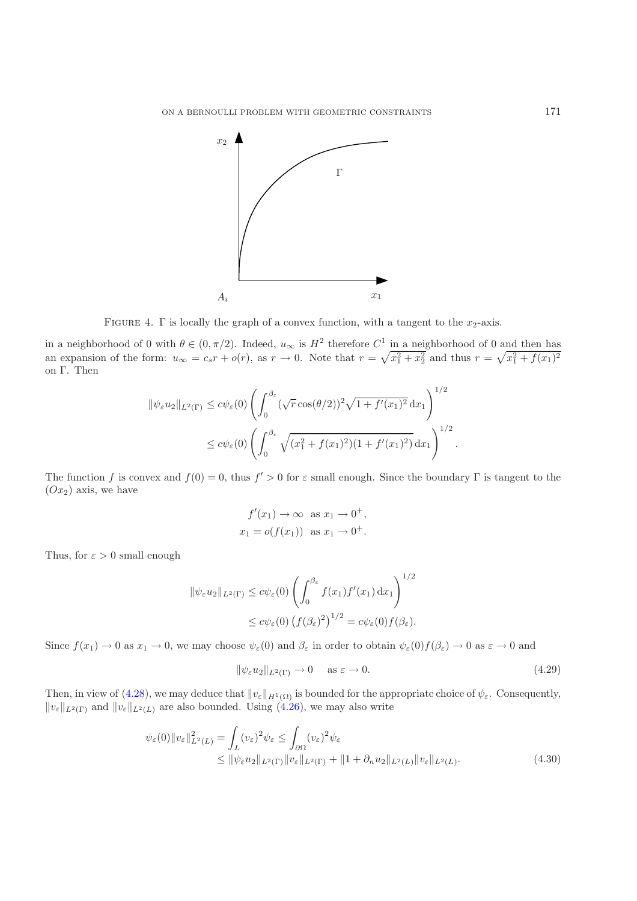FIGURE 4. $\Gamma$ is locally the graph of a convex function, with a tangent to the $x_2$-axis.

in a neighborhood of 0 with $\theta \in (0, \pi/2)$. Indeed, $u_\infty$ is $H^2$ therefore $C^1$ in a neighborhood of 0 and then has an expansion of the form: $u_\infty = c_s r + o(r)$, as $r \to 0$. Note that $r = \sqrt{x_1^2 + x_2^2}$ and thus $r = \sqrt{x_1^2 + f(x_1)^2}$ on $\Gamma$. Then

$$\|\psi_\varepsilon u_2\|_{L^2(\Gamma)} \leq c\psi_\varepsilon(0) \left( \int_0^{\beta_\varepsilon} (\sqrt{r}\cos(\theta/2))^2 \sqrt{1 + f'(x_1)^2} \, \mathrm{d}x_1 \right)^{1/2}$$

$$\leq c\psi_\varepsilon(0) \left( \int_0^{\beta_\varepsilon} \sqrt{(x_1^2 + f(x_1)^2)(1 + f'(x_1)^2)} \, \mathrm{d}x_1 \right)^{1/2}.$$

The function $f$ is convex and $f(0) = 0$, thus $f' > 0$ for $\varepsilon$ small enough. Since the boundary $\Gamma$ is tangent to the $(Ox_2)$ axis, we have

$$f'(x_1) \to \infty \quad \text{as } x_1 \to 0^+,$$
$$x_1 = o(f(x_1)) \quad \text{as } x_1 \to 0^+.$$

Thus, for $\varepsilon > 0$ small enough

$$\|\psi_\varepsilon u_2\|_{L^2(\Gamma)} \leq c\psi_\varepsilon(0) \left( \int_0^{\beta_\varepsilon} f(x_1) f'(x_1) \, \mathrm{d}x_1 \right)^{1/2}$$

$$\leq c\psi_\varepsilon(0) \left( f(\beta_\varepsilon)^2 \right)^{1/2} = c\psi_\varepsilon(0) f(\beta_\varepsilon).$$

Since $f(x_1) \to 0$ as $x_1 \to 0$, we may choose $\psi_\varepsilon(0)$ and $\beta_\varepsilon$ in order to obtain $\psi_\varepsilon(0) f(\beta_\varepsilon) \to 0$ as $\varepsilon \to 0$ and

$$\|\psi_\varepsilon u_2\|_{L^2(\Gamma)} \to 0 \quad \text{ as } \varepsilon \to 0. \tag{4.29}$$

Then, in view of (4.28), we may deduce that $\|v_\varepsilon\|_{H^1(\Omega)}$ is bounded for the appropriate choice of $\psi_\varepsilon$. Consequently, $\|v_\varepsilon\|_{L^2(\Gamma)}$ and $\|v_\varepsilon\|_{L^2(L)}$ are also bounded. Using (4.26), we may also write

$$\begin{aligned}
\psi_\varepsilon(0) \|v_\varepsilon\|^2_{L^2(L)} &= \int_L (v_\varepsilon)^2 \psi_\varepsilon \leq \int_{\partial\Omega} (v_\varepsilon)^2 \psi_\varepsilon \\
&\leq \|\psi_\varepsilon u_2\|_{L^2(\Gamma)} \|v_\varepsilon\|_{L^2(\Gamma)} + \|1 + \partial_n u_2\|_{L^2(L)} \|v_\varepsilon\|_{L^2(L)}.
\end{aligned} \tag{4.30}$$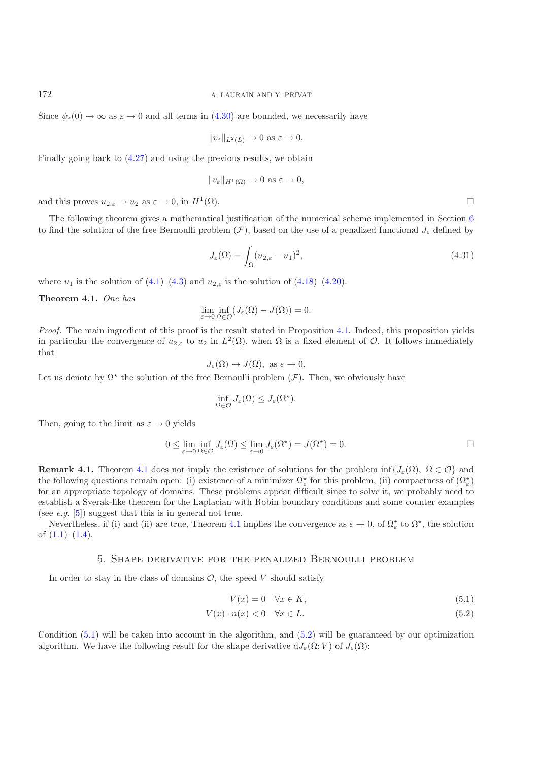Since $\psi_\varepsilon(0) \to \infty$ as $\varepsilon \to 0$ and all terms in (4.30) are bounded, we necessarily have

$$\|v_\varepsilon\|_{L^2(L)} \to 0 \text{ as } \varepsilon \to 0.$$

Finally going back to (4.27) and using the previous results, we obtain

$$\|v_\varepsilon\|_{H^1(\Omega)} \to 0 \text{ as } \varepsilon \to 0,$$

and this proves $u_{2,\varepsilon} \to u_2$ as $\varepsilon \to 0$, in $H^1(\Omega)$. □

The following theorem gives a mathematical justification of the numerical scheme implemented in Section 6 to find the solution of the free Bernoulli problem $(\mathcal{F})$, based on the use of a penalized functional $J_\varepsilon$ defined by

$$J_\varepsilon(\Omega) = \int_\Omega (u_{2,\varepsilon} - u_1)^2, \tag{4.31}$$

where $u_1$ is the solution of (4.1)–(4.3) and $u_{2,\varepsilon}$ is the solution of (4.18)–(4.20).

**Theorem 4.1.** *One has*

$$\lim_{\varepsilon \to 0} \inf_{\Omega \in \mathcal{O}} (J_\varepsilon(\Omega) - J(\Omega)) = 0.$$

*Proof.* The main ingredient of this proof is the result stated in Proposition 4.1. Indeed, this proposition yields in particular the convergence of $u_{2,\varepsilon}$ to $u_2$ in $L^2(\Omega)$, when $\Omega$ is a fixed element of $\mathcal{O}$. It follows immediately that

$$J_\varepsilon(\Omega) \to J(\Omega), \text{ as } \varepsilon \to 0.$$

Let us denote by $\Omega^\star$ the solution of the free Bernoulli problem $(\mathcal{F})$. Then, we obviously have

$$\inf_{\Omega \in \mathcal{O}} J_\varepsilon(\Omega) \leq J_\varepsilon(\Omega^\star).$$

Then, going to the limit as $\varepsilon \to 0$ yields

$$0 \leq \lim_{\varepsilon \to 0} \inf_{\Omega \in \mathcal{O}} J_\varepsilon(\Omega) \leq \lim_{\varepsilon \to 0} J_\varepsilon(\Omega^\star) = J(\Omega^\star) = 0.$$

□

**Remark 4.1.** Theorem 4.1 does not imply the existence of solutions for the problem $\inf\{J_\varepsilon(\Omega),\ \Omega \in \mathcal{O}\}$ and the following questions remain open: (i) existence of a minimizer $\Omega_\varepsilon^\star$ for this problem, (ii) compactness of $(\Omega_\varepsilon^\star)$ for an appropriate topology of domains. These problems appear difficult since to solve it, we probably need to establish a Sverak-like theorem for the Laplacian with Robin boundary conditions and some counter examples (see *e.g.* [5]) suggest that this is in general not true.

Nevertheless, if (i) and (ii) are true, Theorem 4.1 implies the convergence as $\varepsilon \to 0$, of $\Omega_\varepsilon^\star$ to $\Omega^\star$, the solution of (1.1)–(1.4).

## 5. Shape derivative for the penalized Bernoulli problem

In order to stay in the class of domains $\mathcal{O}$, the speed $V$ should satisfy

$$V(x) = 0 \quad \forall x \in K, \tag{5.1}$$

$$V(x) \cdot n(x) < 0 \quad \forall x \in L. \tag{5.2}$$

Condition (5.1) will be taken into account in the algorithm, and (5.2) will be guaranteed by our optimization algorithm. We have the following result for the shape derivative $\mathrm{d}J_\varepsilon(\Omega; V)$ of $J_\varepsilon(\Omega)$: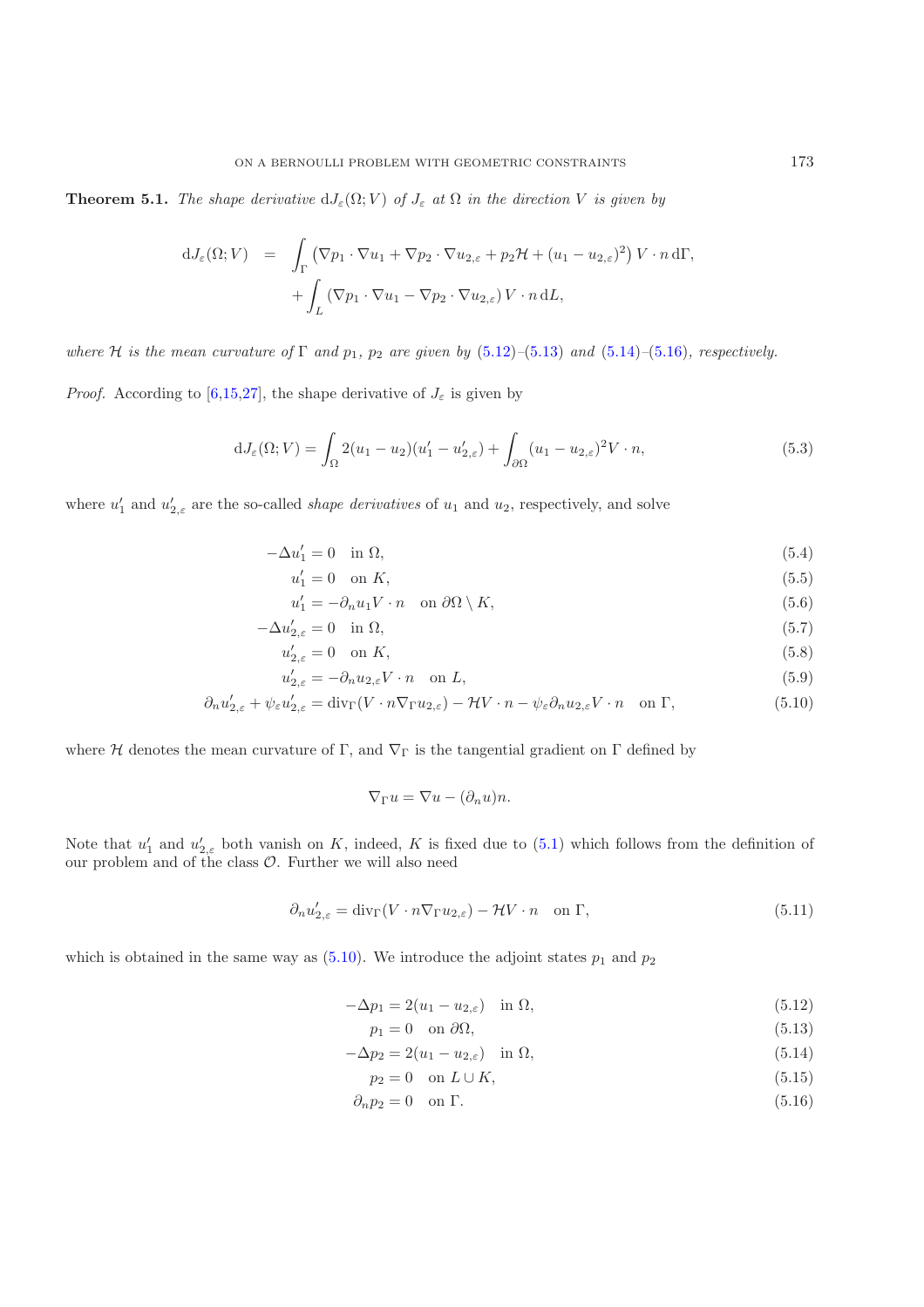**Theorem 5.1.** *The shape derivative* $\mathrm{d}J_\varepsilon(\Omega; V)$ *of* $J_\varepsilon$ *at* $\Omega$ *in the direction* $V$ *is given by*

$$
\begin{aligned}
\mathrm{d}J_\varepsilon(\Omega; V) \;\; = \;\; & \int_\Gamma \left(\nabla p_1 \cdot \nabla u_1 + \nabla p_2 \cdot \nabla u_{2,\varepsilon} + p_2 \mathcal{H} + (u_1 - u_{2,\varepsilon})^2\right) V \cdot n \,\mathrm{d}\Gamma, \\
& + \int_L \left(\nabla p_1 \cdot \nabla u_1 - \nabla p_2 \cdot \nabla u_{2,\varepsilon}\right) V \cdot n \,\mathrm{d}L,
\end{aligned}
$$

*where* $\mathcal{H}$ *is the mean curvature of* $\Gamma$ *and* $p_1$, $p_2$ *are given by* (5.12)–(5.13) *and* (5.14)–(5.16)*, respectively.*

*Proof.* According to [6,15,27], the shape derivative of $J_\varepsilon$ is given by

$$
\mathrm{d}J_\varepsilon(\Omega; V) = \int_\Omega 2(u_1 - u_2)(u_1' - u_{2,\varepsilon}') + \int_{\partial\Omega} (u_1 - u_{2,\varepsilon})^2 V \cdot n, \tag{5.3}
$$

where $u_1'$ and $u_{2,\varepsilon}'$ are the so-called *shape derivatives* of $u_1$ and $u_2$, respectively, and solve

$$
\begin{aligned}
-\Delta u_1' &= 0 \quad \text{in } \Omega, && (5.4)\\
u_1' &= 0 \quad \text{on } K, && (5.5)\\
u_1' &= -\partial_n u_1 V \cdot n \quad \text{on } \partial\Omega \setminus K, && (5.6)\\
-\Delta u_{2,\varepsilon}' &= 0 \quad \text{in } \Omega, && (5.7)\\
u_{2,\varepsilon}' &= 0 \quad \text{on } K, && (5.8)\\
u_{2,\varepsilon}' &= -\partial_n u_{2,\varepsilon} V \cdot n \quad \text{on } L, && (5.9)\\
\partial_n u_{2,\varepsilon}' + \psi_\varepsilon u_{2,\varepsilon}' &= \mathrm{div}_\Gamma (V \cdot n \nabla_\Gamma u_{2,\varepsilon}) - \mathcal{H} V \cdot n - \psi_\varepsilon \partial_n u_{2,\varepsilon} V \cdot n \quad \text{on } \Gamma, && (5.10)
\end{aligned}
$$

where $\mathcal{H}$ denotes the mean curvature of $\Gamma$, and $\nabla_\Gamma$ is the tangential gradient on $\Gamma$ defined by

$$
\nabla_\Gamma u = \nabla u - (\partial_n u) n.
$$

Note that $u_1'$ and $u_{2,\varepsilon}'$ both vanish on $K$, indeed, $K$ is fixed due to (5.1) which follows from the definition of our problem and of the class $\mathcal{O}$. Further we will also need

$$
\partial_n u_{2,\varepsilon}' = \mathrm{div}_\Gamma (V \cdot n \nabla_\Gamma u_{2,\varepsilon}) - \mathcal{H} V \cdot n \quad \text{on } \Gamma, \tag{5.11}
$$

which is obtained in the same way as (5.10). We introduce the adjoint states $p_1$ and $p_2$

$$
\begin{aligned}
-\Delta p_1 &= 2(u_1 - u_{2,\varepsilon}) \quad \text{in } \Omega, && (5.12)\\
p_1 &= 0 \quad \text{on } \partial\Omega, && (5.13)\\
-\Delta p_2 &= 2(u_1 - u_{2,\varepsilon}) \quad \text{in } \Omega, && (5.14)\\
p_2 &= 0 \quad \text{on } L \cup K, && (5.15)\\
\partial_n p_2 &= 0 \quad \text{on } \Gamma. && (5.16)
\end{aligned}
$$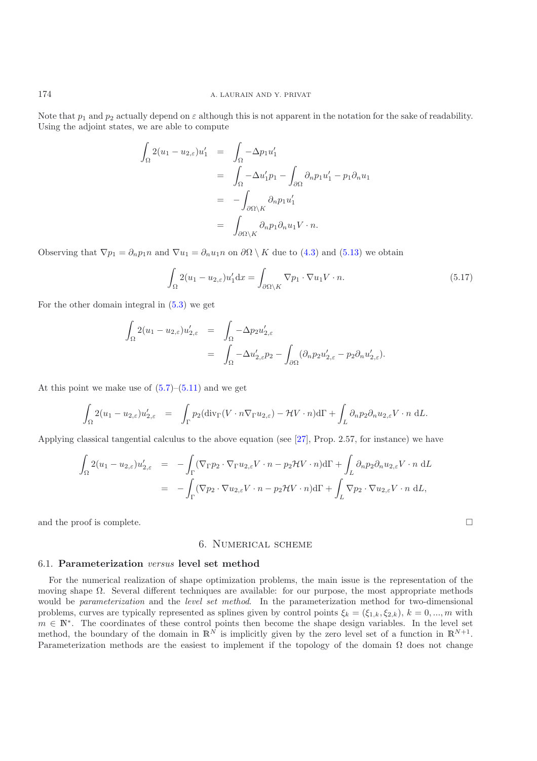Note that $p_1$ and $p_2$ actually depend on $\varepsilon$ although this is not apparent in the notation for the sake of readability. Using the adjoint states, we are able to compute

$$
\begin{aligned}
\int_\Omega 2(u_1 - u_{2,\varepsilon})u_1' &= \int_\Omega -\Delta p_1 u_1' \\
&= \int_\Omega -\Delta u_1' p_1 - \int_{\partial\Omega} \partial_n p_1 u_1' - p_1 \partial_n u_1 \\
&= -\int_{\partial\Omega\setminus K} \partial_n p_1 u_1' \\
&= \int_{\partial\Omega\setminus K} \partial_n p_1 \partial_n u_1 V\cdot n.
\end{aligned}
$$

Observing that $\nabla p_1 = \partial_n p_1 n$ and $\nabla u_1 = \partial_n u_1 n$ on $\partial\Omega\setminus K$ due to (4.3) and (5.13) we obtain

$$
\int_\Omega 2(u_1 - u_{2,\varepsilon})u_1' \mathrm{d}x = \int_{\partial\Omega\setminus K} \nabla p_1 \cdot \nabla u_1 V\cdot n. \tag{5.17}
$$

For the other domain integral in (5.3) we get

$$
\begin{aligned}
\int_\Omega 2(u_1 - u_{2,\varepsilon})u_{2,\varepsilon}' &= \int_\Omega -\Delta p_2 u_{2,\varepsilon}' \\
&= \int_\Omega -\Delta u_{2,\varepsilon}' p_2 - \int_{\partial\Omega} (\partial_n p_2 u_{2,\varepsilon}' - p_2 \partial_n u_{2,\varepsilon}').
\end{aligned}
$$

At this point we make use of (5.7)–(5.11) and we get

$$
\int_\Omega 2(u_1 - u_{2,\varepsilon})u_{2,\varepsilon}' = \int_\Gamma p_2(\mathrm{div}_\Gamma(V\cdot n\nabla_\Gamma u_{2,\varepsilon}) - \mathcal{H}V\cdot n)\mathrm{d}\Gamma + \int_L \partial_n p_2 \partial_n u_{2,\varepsilon} V\cdot n \;\mathrm{d}L.
$$

Applying classical tangential calculus to the above equation (see [27], Prop. 2.57, for instance) we have

$$
\begin{aligned}
\int_\Omega 2(u_1 - u_{2,\varepsilon})u_{2,\varepsilon}' &= -\int_\Gamma (\nabla_\Gamma p_2 \cdot \nabla_\Gamma u_{2,\varepsilon} V\cdot n - p_2\mathcal{H}V\cdot n)\mathrm{d}\Gamma + \int_L \partial_n p_2 \partial_n u_{2,\varepsilon} V\cdot n \;\mathrm{d}L \\
&= -\int_\Gamma (\nabla p_2 \cdot \nabla u_{2,\varepsilon} V\cdot n - p_2\mathcal{H}V\cdot n)\mathrm{d}\Gamma + \int_L \nabla p_2 \cdot \nabla u_{2,\varepsilon} V\cdot n \;\mathrm{d}L,
\end{aligned}
$$

and the proof is complete. □

## 6. Numerical scheme

### 6.1. Parameterization *versus* level set method

For the numerical realization of shape optimization problems, the main issue is the representation of the moving shape $\Omega$. Several different techniques are available: for our purpose, the most appropriate methods would be *parameterization* and the *level set method*. In the parameterization method for two-dimensional problems, curves are typically represented as splines given by control points $\xi_k = (\xi_{1,k}, \xi_{2,k})$, $k = 0, ..., m$ with $m \in \mathbb{N}^*$. The coordinates of these control points then become the shape design variables. In the level set method, the boundary of the domain in $\mathbb{R}^N$ is implicitly given by the zero level set of a function in $\mathbb{R}^{N+1}$. Parameterization methods are the easiest to implement if the topology of the domain $\Omega$ does not change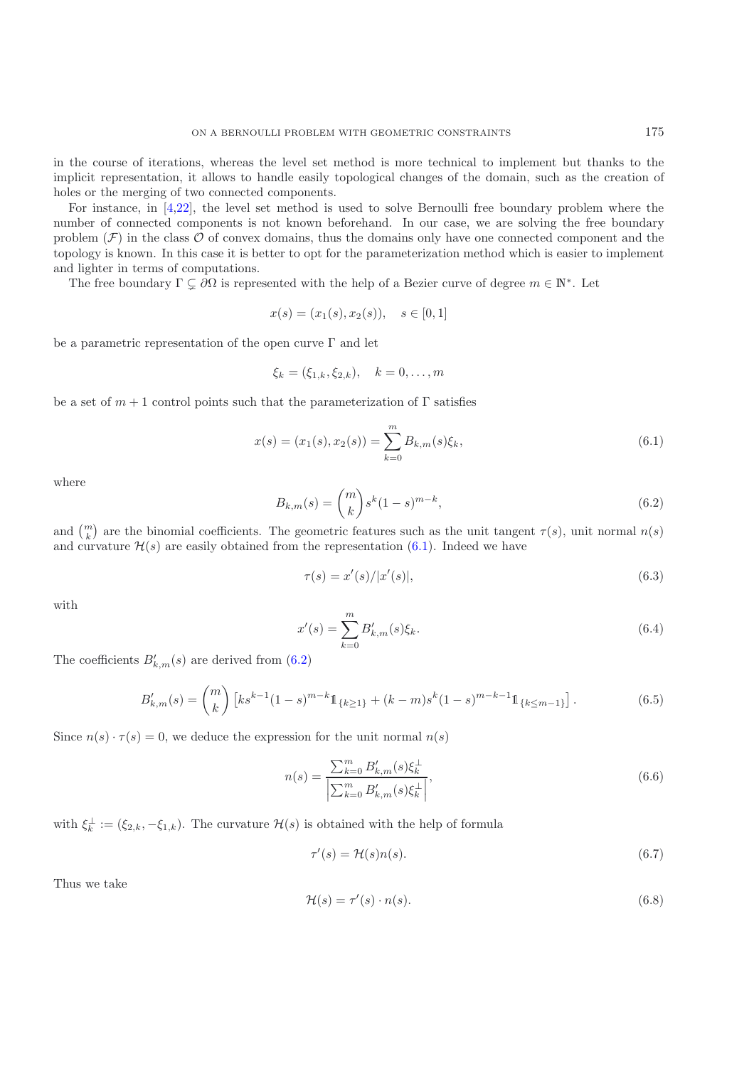in the course of iterations, whereas the level set method is more technical to implement but thanks to the implicit representation, it allows to handle easily topological changes of the domain, such as the creation of holes or the merging of two connected components.

For instance, in [4,22], the level set method is used to solve Bernoulli free boundary problem where the number of connected components is not known beforehand. In our case, we are solving the free boundary problem $(\mathcal{F})$ in the class $\mathcal{O}$ of convex domains, thus the domains only have one connected component and the topology is known. In this case it is better to opt for the parameterization method which is easier to implement and lighter in terms of computations.

The free boundary $\Gamma \subsetneq \partial\Omega$ is represented with the help of a Bezier curve of degree $m \in \mathbb{N}^*$. Let

$$x(s) = (x_1(s), x_2(s)), \quad s \in [0, 1]$$

be a parametric representation of the open curve $\Gamma$ and let

$$\xi_k = (\xi_{1,k}, \xi_{2,k}), \quad k = 0, \ldots, m$$

be a set of $m + 1$ control points such that the parameterization of $\Gamma$ satisfies

$$x(s) = (x_1(s), x_2(s)) = \sum_{k=0}^{m} B_{k,m}(s)\xi_k, \tag{6.1}$$

where

$$B_{k,m}(s) = \binom{m}{k} s^k (1-s)^{m-k}, \tag{6.2}$$

and $\binom{m}{k}$ are the binomial coefficients. The geometric features such as the unit tangent $\tau(s)$, unit normal $n(s)$ and curvature $\mathcal{H}(s)$ are easily obtained from the representation (6.1). Indeed we have

$$\tau(s) = x'(s)/|x'(s)|, \tag{6.3}$$

with

$$x'(s) = \sum_{k=0}^{m} B'_{k,m}(s)\xi_k. \tag{6.4}$$

The coefficients $B'_{k,m}(s)$ are derived from (6.2)

$$B'_{k,m}(s) = \binom{m}{k} \left[ k s^{k-1}(1-s)^{m-k} \mathbb{1}_{\{k \geq 1\}} + (k-m) s^k (1-s)^{m-k-1} \mathbb{1}_{\{k \leq m-1\}} \right]. \tag{6.5}$$

Since $n(s) \cdot \tau(s) = 0$, we deduce the expression for the unit normal $n(s)$

$$n(s) = \frac{\sum_{k=0}^{m} B'_{k,m}(s)\xi_k^{\perp}}{\left|\sum_{k=0}^{m} B'_{k,m}(s)\xi_k^{\perp}\right|}, \tag{6.6}$$

with $\xi_k^{\perp} := (\xi_{2,k}, -\xi_{1,k})$. The curvature $\mathcal{H}(s)$ is obtained with the help of formula

$$\tau'(s) = \mathcal{H}(s)n(s). \tag{6.7}$$

Thus we take

$$\mathcal{H}(s) = \tau'(s) \cdot n(s). \tag{6.8}$$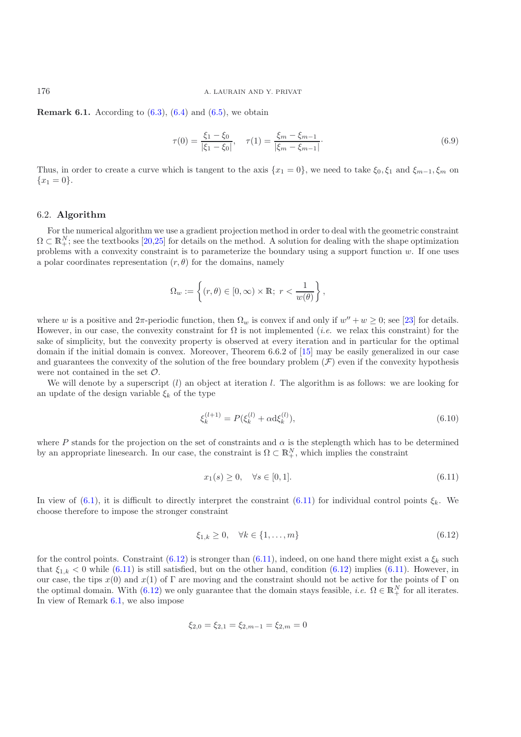**Remark 6.1.** According to (6.3), (6.4) and (6.5), we obtain

$$\tau(0) = \frac{\xi_1 - \xi_0}{|\xi_1 - \xi_0|}, \quad \tau(1) = \frac{\xi_m - \xi_{m-1}}{|\xi_m - \xi_{m-1}|}\cdot \tag{6.9}$$

Thus, in order to create a curve which is tangent to the axis $\{x_1 = 0\}$, we need to take $\xi_0, \xi_1$ and $\xi_{m-1}, \xi_m$ on $\{x_1 = 0\}$.

### 6.2. **Algorithm**

For the numerical algorithm we use a gradient projection method in order to deal with the geometric constraint $\Omega \subset \mathbb{R}^N_+$; see the textbooks [20,25] for details on the method. A solution for dealing with the shape optimization problems with a convexity constraint is to parameterize the boundary using a support function $w$. If one uses a polar coordinates representation $(r, \theta)$ for the domains, namely

$$\Omega_w := \left\{ (r, \theta) \in [0, \infty) \times \mathbb{R};\ r < \frac{1}{w(\theta)} \right\},$$

where $w$ is a positive and $2\pi$-periodic function, then $\Omega_w$ is convex if and only if $w'' + w \geq 0$; see [23] for details. However, in our case, the convexity constraint for $\Omega$ is not implemented (*i.e.* we relax this constraint) for the sake of simplicity, but the convexity property is observed at every iteration and in particular for the optimal domain if the initial domain is convex. Moreover, Theorem 6.6.2 of [15] may be easily generalized in our case and guarantees the convexity of the solution of the free boundary problem $(\mathcal{F})$ even if the convexity hypothesis were not contained in the set $\mathcal{O}$.

We will denote by a superscript $(l)$ an object at iteration $l$. The algorithm is as follows: we are looking for an update of the design variable $\xi_k$ of the type

$$\xi_k^{(l+1)} = P(\xi_k^{(l)} + \alpha \mathrm{d}\xi_k^{(l)}), \tag{6.10}$$

where $P$ stands for the projection on the set of constraints and $\alpha$ is the steplength which has to be determined by an appropriate linesearch. In our case, the constraint is $\Omega \subset \mathbb{R}^N_+$, which implies the constraint

$$x_1(s) \geq 0, \quad \forall s \in [0, 1]. \tag{6.11}$$

In view of (6.1), it is difficult to directly interpret the constraint (6.11) for individual control points $\xi_k$. We choose therefore to impose the stronger constraint

$$\xi_{1,k} \geq 0, \quad \forall k \in \{1, \ldots, m\} \tag{6.12}$$

for the control points. Constraint (6.12) is stronger than (6.11), indeed, on one hand there might exist a $\xi_k$ such that $\xi_{1,k} < 0$ while (6.11) is still satisfied, but on the other hand, condition (6.12) implies (6.11). However, in our case, the tips $x(0)$ and $x(1)$ of $\Gamma$ are moving and the constraint should not be active for the points of $\Gamma$ on the optimal domain. With (6.12) we only guarantee that the domain stays feasible, *i.e.* $\Omega \in \mathbb{R}^N_+$ for all iterates. In view of Remark 6.1, we also impose

$$\xi_{2,0} = \xi_{2,1} = \xi_{2,m-1} = \xi_{2,m} = 0$$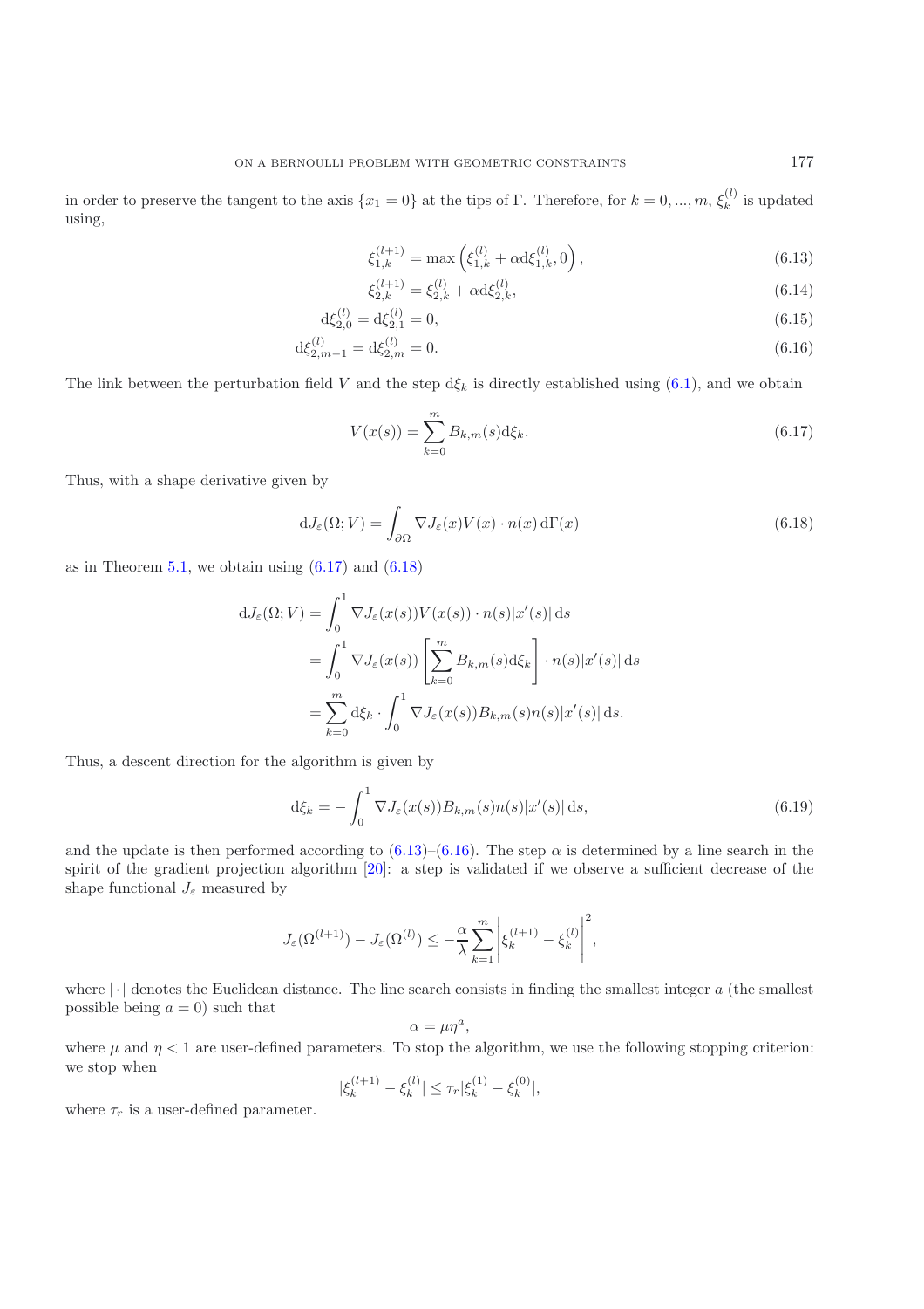in order to preserve the tangent to the axis $\{x_1 = 0\}$ at the tips of $\Gamma$. Therefore, for $k = 0, ..., m$, $\xi_k^{(l)}$ is updated using,

$$\xi_{1,k}^{(l+1)} = \max\left(\xi_{1,k}^{(l)} + \alpha \mathrm{d}\xi_{1,k}^{(l)}, 0\right), \tag{6.13}$$

$$\xi_{2,k}^{(l+1)} = \xi_{2,k}^{(l)} + \alpha \mathrm{d}\xi_{2,k}^{(l)}, \tag{6.14}$$

$$\mathrm{d}\xi_{2,0}^{(l)} = \mathrm{d}\xi_{2,1}^{(l)} = 0, \tag{6.15}$$

$$\mathrm{d}\xi_{2,m-1}^{(l)} = \mathrm{d}\xi_{2,m}^{(l)} = 0. \tag{6.16}$$

The link between the perturbation field $V$ and the step $\mathrm{d}\xi_k$ is directly established using (6.1), and we obtain

$$V(x(s)) = \sum_{k=0}^{m} B_{k,m}(s)\mathrm{d}\xi_k. \tag{6.17}$$

Thus, with a shape derivative given by

$$\mathrm{d}J_\varepsilon(\Omega; V) = \int_{\partial\Omega} \nabla J_\varepsilon(x) V(x) \cdot n(x)\, \mathrm{d}\Gamma(x) \tag{6.18}$$

as in Theorem 5.1, we obtain using (6.17) and (6.18)

$$\begin{aligned}
\mathrm{d}J_\varepsilon(\Omega; V) &= \int_0^1 \nabla J_\varepsilon(x(s)) V(x(s)) \cdot n(s) |x'(s)|\, \mathrm{d}s \\
&= \int_0^1 \nabla J_\varepsilon(x(s)) \left[\sum_{k=0}^{m} B_{k,m}(s)\mathrm{d}\xi_k\right] \cdot n(s)|x'(s)|\, \mathrm{d}s \\
&= \sum_{k=0}^{m} \mathrm{d}\xi_k \cdot \int_0^1 \nabla J_\varepsilon(x(s)) B_{k,m}(s) n(s) |x'(s)|\, \mathrm{d}s.
\end{aligned}$$

Thus, a descent direction for the algorithm is given by

$$\mathrm{d}\xi_k = -\int_0^1 \nabla J_\varepsilon(x(s)) B_{k,m}(s) n(s) |x'(s)|\, \mathrm{d}s, \tag{6.19}$$

and the update is then performed according to (6.13)–(6.16). The step $\alpha$ is determined by a line search in the spirit of the gradient projection algorithm [20]: a step is validated if we observe a sufficient decrease of the shape functional $J_\varepsilon$ measured by

$$J_\varepsilon(\Omega^{(l+1)}) - J_\varepsilon(\Omega^{(l)}) \le -\frac{\alpha}{\lambda} \sum_{k=1}^{m} \left|\xi_k^{(l+1)} - \xi_k^{(l)}\right|^2,$$

where $|\cdot|$ denotes the Euclidean distance. The line search consists in finding the smallest integer $a$ (the smallest possible being $a = 0$) such that

$$\alpha = \mu\eta^a,$$

where $\mu$ and $\eta < 1$ are user-defined parameters. To stop the algorithm, we use the following stopping criterion: we stop when

$$|\xi_k^{(l+1)} - \xi_k^{(l)}| \le \tau_r |\xi_k^{(1)} - \xi_k^{(0)}|,$$

where $\tau_r$ is a user-defined parameter.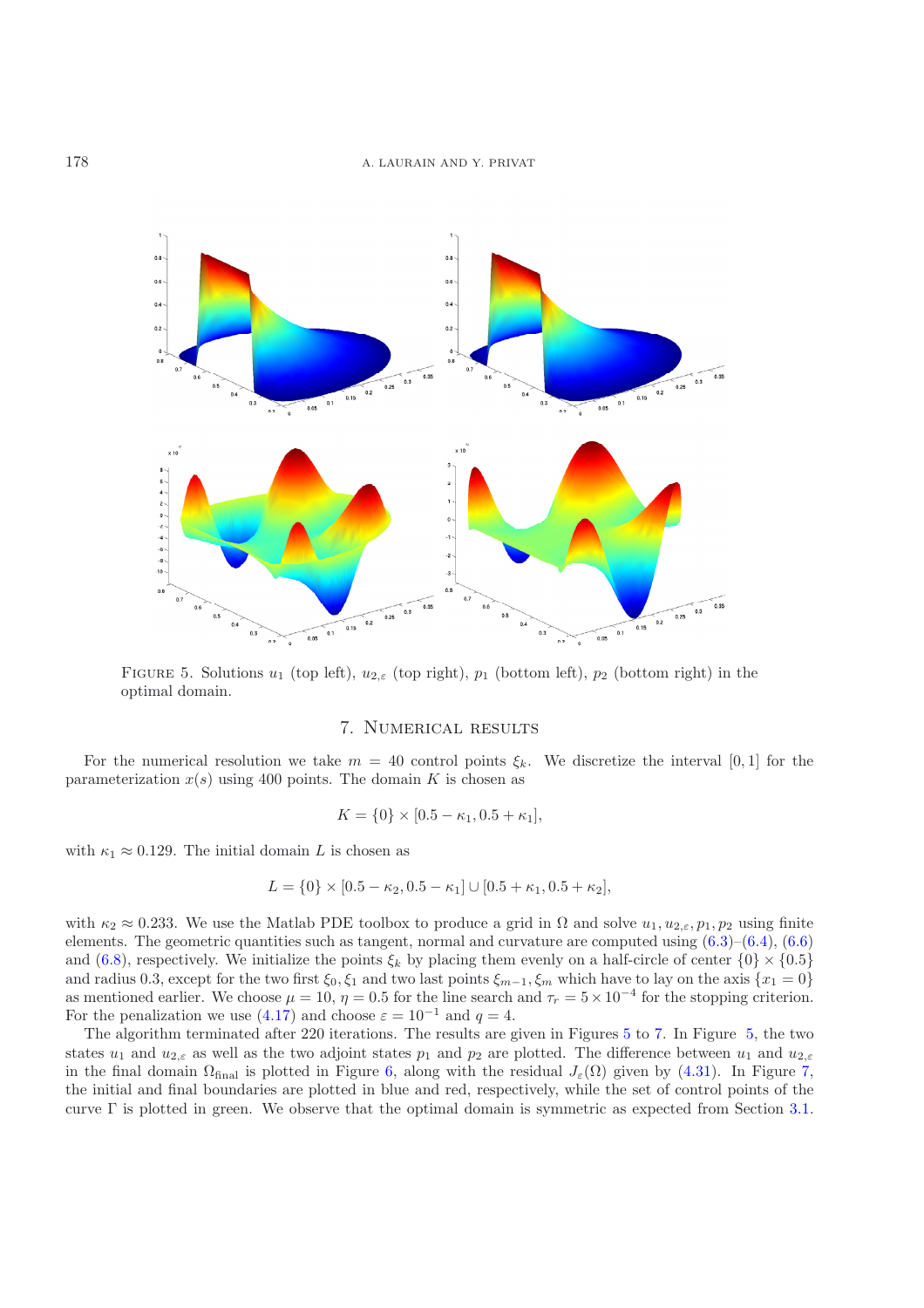FIGURE 5. Solutions $u_1$ (top left), $u_{2,\varepsilon}$ (top right), $p_1$ (bottom left), $p_2$ (bottom right) in the optimal domain.

## 7. Numerical results

For the numerical resolution we take $m = 40$ control points $\xi_k$. We discretize the interval $[0, 1]$ for the parameterization $x(s)$ using 400 points. The domain $K$ is chosen as

$$K = \{0\} \times [0.5 - \kappa_1, 0.5 + \kappa_1],$$

with $\kappa_1 \approx 0.129$. The initial domain $L$ is chosen as

$$L = \{0\} \times [0.5 - \kappa_2, 0.5 - \kappa_1] \cup [0.5 + \kappa_1, 0.5 + \kappa_2],$$

with $\kappa_2 \approx 0.233$. We use the Matlab PDE toolbox to produce a grid in $\Omega$ and solve $u_1, u_{2,\varepsilon}, p_1, p_2$ using finite elements. The geometric quantities such as tangent, normal and curvature are computed using (6.3)–(6.4), (6.6) and (6.8), respectively. We initialize the points $\xi_k$ by placing them evenly on a half-circle of center $\{0\} \times \{0.5\}$ and radius 0.3, except for the two first $\xi_0, \xi_1$ and two last points $\xi_{m-1}, \xi_m$ which have to lay on the axis $\{x_1 = 0\}$ as mentioned earlier. We choose $\mu = 10$, $\eta = 0.5$ for the line search and $\tau_r = 5 \times 10^{-4}$ for the stopping criterion. For the penalization we use (4.17) and choose $\varepsilon = 10^{-1}$ and $q = 4$.

The algorithm terminated after 220 iterations. The results are given in Figures 5 to 7. In Figure 5, the two states $u_1$ and $u_{2,\varepsilon}$ as well as the two adjoint states $p_1$ and $p_2$ are plotted. The difference between $u_1$ and $u_{2,\varepsilon}$ in the final domain $\Omega_{\text{final}}$ is plotted in Figure 6, along with the residual $J_\varepsilon(\Omega)$ given by (4.31). In Figure 7, the initial and final boundaries are plotted in blue and red, respectively, while the set of control points of the curve $\Gamma$ is plotted in green. We observe that the optimal domain is symmetric as expected from Section 3.1.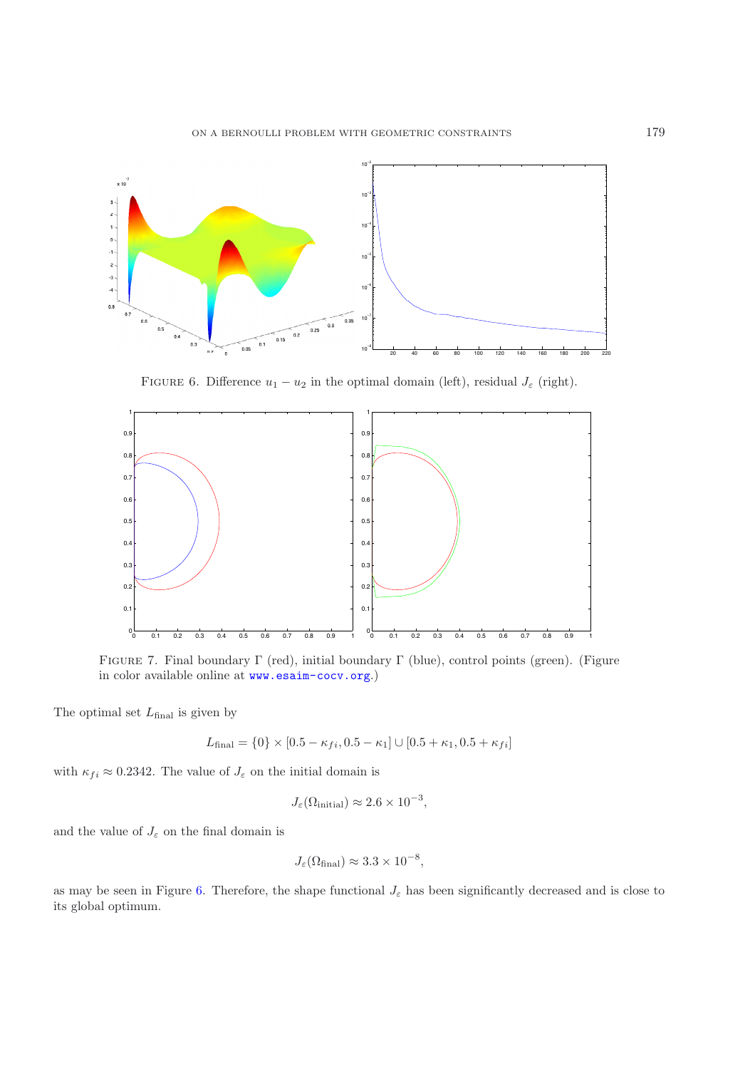Figure 6. Difference $u_1 - u_2$ in the optimal domain (left), residual $J_\varepsilon$ (right).

Figure 7. Final boundary $\Gamma$ (red), initial boundary $\Gamma$ (blue), control points (green). (Figure in color available online at www.esaim-cocv.org.)

The optimal set $L_{\text{final}}$ is given by

$$L_{\text{final}} = \{0\} \times [0.5 - \kappa_{fi}, 0.5 - \kappa_1] \cup [0.5 + \kappa_1, 0.5 + \kappa_{fi}]$$

with $\kappa_{fi} \approx 0.2342$. The value of $J_\varepsilon$ on the initial domain is

$$J_\varepsilon(\Omega_{\text{initial}}) \approx 2.6 \times 10^{-3},$$

and the value of $J_\varepsilon$ on the final domain is

$$J_\varepsilon(\Omega_{\text{final}}) \approx 3.3 \times 10^{-8},$$

as may be seen in Figure 6. Therefore, the shape functional $J_\varepsilon$ has been significantly decreased and is close to its global optimum.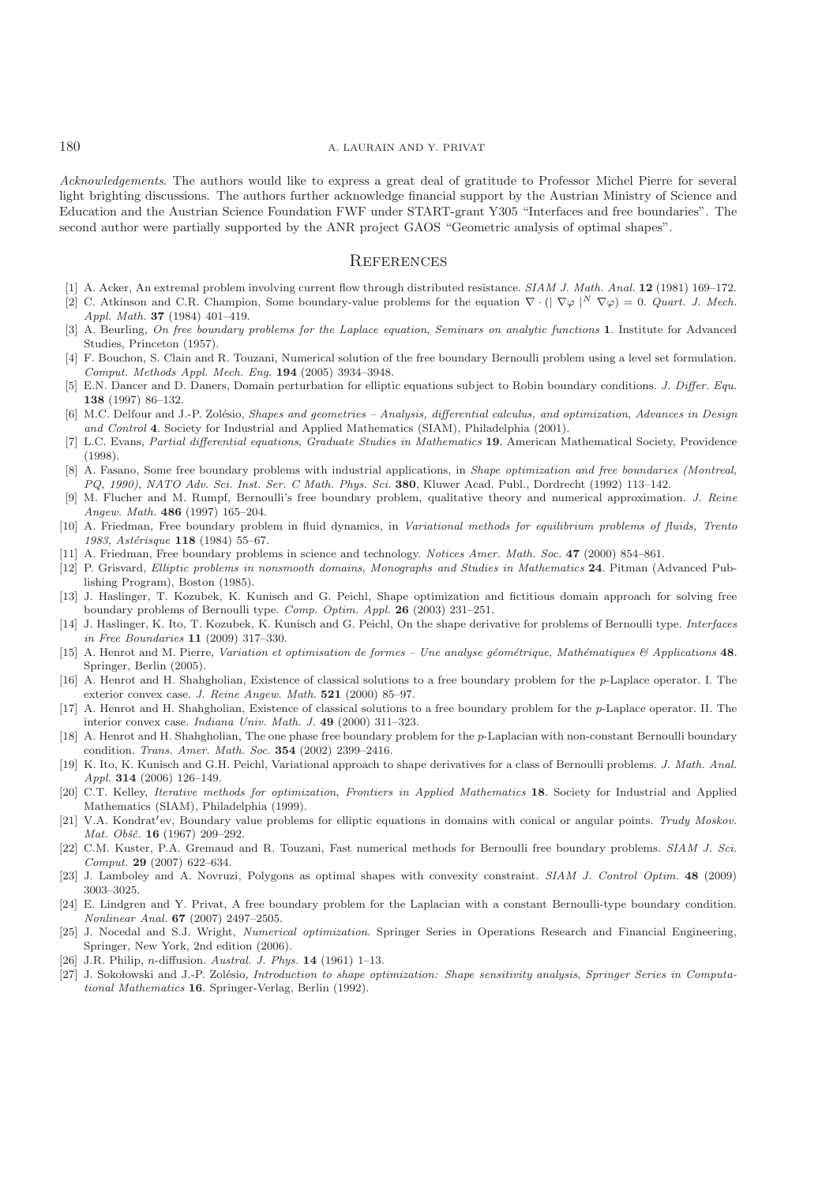*Acknowledgements*. The authors would like to express a great deal of gratitude to Professor Michel Pierre for several light brighting discussions. The authors further acknowledge financial support by the Austrian Ministry of Science and Education and the Austrian Science Foundation FWF under START-grant Y305 "Interfaces and free boundaries". The second author were partially supported by the ANR project GAOS "Geometric analysis of optimal shapes".

## References

[1] A. Acker, An extremal problem involving current flow through distributed resistance. *SIAM J. Math. Anal.* **12** (1981) 169–172.

[2] C. Atkinson and C.R. Champion, Some boundary-value problems for the equation $\nabla \cdot (\mid \nabla\varphi \mid^N \nabla\varphi) = 0$. *Quart. J. Mech. Appl. Math.* **37** (1984) 401–419.

[3] A. Beurling, *On free boundary problems for the Laplace equation*, *Seminars on analytic functions* **1**. Institute for Advanced Studies, Princeton (1957).

[4] F. Bouchon, S. Clain and R. Touzani, Numerical solution of the free boundary Bernoulli problem using a level set formulation. *Comput. Methods Appl. Mech. Eng.* **194** (2005) 3934–3948.

[5] E.N. Dancer and D. Daners, Domain perturbation for elliptic equations subject to Robin boundary conditions. *J. Differ. Equ.* **138** (1997) 86–132.

[6] M.C. Delfour and J.-P. Zolésio, *Shapes and geometries – Analysis, differential calculus, and optimization*, *Advances in Design and Control* **4**. Society for Industrial and Applied Mathematics (SIAM), Philadelphia (2001).

[7] L.C. Evans, *Partial differential equations*, *Graduate Studies in Mathematics* **19**. American Mathematical Society, Providence (1998).

[8] A. Fasano, Some free boundary problems with industrial applications, in *Shape optimization and free boundaries (Montreal, PQ, 1990)*, *NATO Adv. Sci. Inst. Ser. C Math. Phys. Sci.* **380**, Kluwer Acad. Publ., Dordrecht (1992) 113–142.

[9] M. Flucher and M. Rumpf, Bernoulli's free boundary problem, qualitative theory and numerical approximation. *J. Reine Angew. Math.* **486** (1997) 165–204.

[10] A. Friedman, Free boundary problem in fluid dynamics, in *Variational methods for equilibrium problems of fluids, Trento 1983*, *Astérisque* **118** (1984) 55–67.

[11] A. Friedman, Free boundary problems in science and technology. *Notices Amer. Math. Soc.* **47** (2000) 854–861.

[12] P. Grisvard, *Elliptic problems in nonsmooth domains*, *Monographs and Studies in Mathematics* **24**. Pitman (Advanced Publishing Program), Boston (1985).

[13] J. Haslinger, T. Kozubek, K. Kunisch and G. Peichl, Shape optimization and fictitious domain approach for solving free boundary problems of Bernoulli type. *Comp. Optim. Appl.* **26** (2003) 231–251.

[14] J. Haslinger, K. Ito, T. Kozubek, K. Kunisch and G. Peichl, On the shape derivative for problems of Bernoulli type. *Interfaces in Free Boundaries* **11** (2009) 317–330.

[15] A. Henrot and M. Pierre, *Variation et optimisation de formes – Une analyse géométrique*, *Mathématiques & Applications* **48**. Springer, Berlin (2005).

[16] A. Henrot and H. Shahgholian, Existence of classical solutions to a free boundary problem for the $p$-Laplace operator. I. The exterior convex case. *J. Reine Angew. Math.* **521** (2000) 85–97.

[17] A. Henrot and H. Shahgholian, Existence of classical solutions to a free boundary problem for the $p$-Laplace operator. II. The interior convex case. *Indiana Univ. Math. J.* **49** (2000) 311–323.

[18] A. Henrot and H. Shahgholian, The one phase free boundary problem for the $p$-Laplacian with non-constant Bernoulli boundary condition. *Trans. Amer. Math. Soc.* **354** (2002) 2399–2416.

[19] K. Ito, K. Kunisch and G.H. Peichl, Variational approach to shape derivatives for a class of Bernoulli problems. *J. Math. Anal. Appl.* **314** (2006) 126–149.

[20] C.T. Kelley, *Iterative methods for optimization*, *Frontiers in Applied Mathematics* **18**. Society for Industrial and Applied Mathematics (SIAM), Philadelphia (1999).

[21] V.A. Kondrat′ev, Boundary value problems for elliptic equations in domains with conical or angular points. *Trudy Moskov. Mat. Obšč.* **16** (1967) 209–292.

[22] C.M. Kuster, P.A. Gremaud and R. Touzani, Fast numerical methods for Bernoulli free boundary problems. *SIAM J. Sci. Comput.* **29** (2007) 622–634.

[23] J. Lamboley and A. Novruzi, Polygons as optimal shapes with convexity constraint. *SIAM J. Control Optim.* **48** (2009) 3003–3025.

[24] E. Lindgren and Y. Privat, A free boundary problem for the Laplacian with a constant Bernoulli-type boundary condition. *Nonlinear Anal.* **67** (2007) 2497–2505.

[25] J. Nocedal and S.J. Wright, *Numerical optimization*. Springer Series in Operations Research and Financial Engineering, Springer, New York, 2nd edition (2006).

[26] J.R. Philip, $n$-diffusion. *Austral. J. Phys.* **14** (1961) 1–13.

[27] J. Sokołowski and J.-P. Zolésio, *Introduction to shape optimization: Shape sensitivity analysis*, *Springer Series in Computational Mathematics* **16**. Springer-Verlag, Berlin (1992).